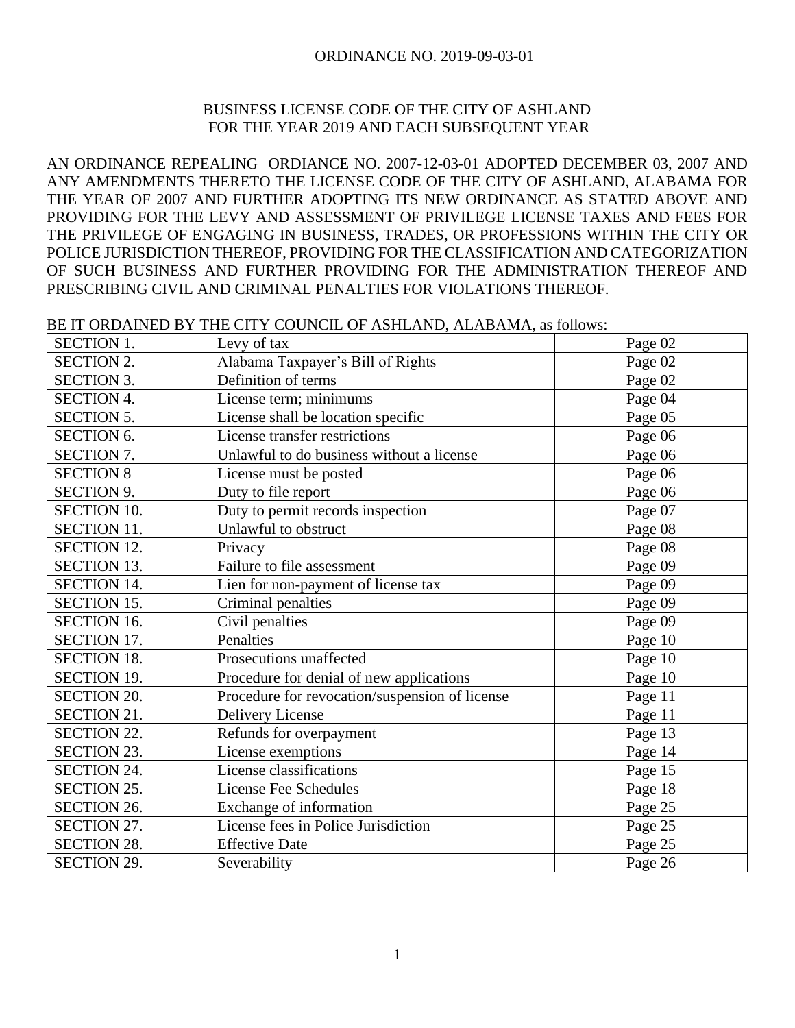ORDINANCE NO. 2019-09-03-01

# BUSINESS LICENSE CODE OF THE CITY OF ASHLAND FOR THE YEAR 2019 AND EACH SUBSEQUENT YEAR

AN ORDINANCE REPEALING ORDIANCE NO. 2007-12-03-01 ADOPTED DECEMBER 03, 2007 AND ANY AMENDMENTS THERETO THE LICENSE CODE OF THE CITY OF ASHLAND, ALABAMA FOR THE YEAR OF 2007 AND FURTHER ADOPTING ITS NEW ORDINANCE AS STATED ABOVE AND PROVIDING FOR THE LEVY AND ASSESSMENT OF PRIVILEGE LICENSE TAXES AND FEES FOR THE PRIVILEGE OF ENGAGING IN BUSINESS, TRADES, OR PROFESSIONS WITHIN THE CITY OR POLICE JURISDICTION THEREOF, PROVIDING FOR THE CLASSIFICATION AND CATEGORIZATION OF SUCH BUSINESS AND FURTHER PROVIDING FOR THE ADMINISTRATION THEREOF AND PRESCRIBING CIVIL AND CRIMINAL PENALTIES FOR VIOLATIONS THEREOF.

BE IT ORDAINED BY THE CITY COUNCIL OF ASHLAND, ALABAMA, as follows:

| | | |
|---|---|---|
| SECTION 1. | Levy of tax | Page 02 |
| SECTION 2. | Alabama Taxpayer's Bill of Rights | Page 02 |
| SECTION 3. | Definition of terms | Page 02 |
| SECTION 4. | License term; minimums | Page 04 |
| SECTION 5. | License shall be location specific | Page 05 |
| SECTION 6. | License transfer restrictions | Page 06 |
| SECTION 7. | Unlawful to do business without a license | Page 06 |
| SECTION 8 | License must be posted | Page 06 |
| SECTION 9. | Duty to file report | Page 06 |
| SECTION 10. | Duty to permit records inspection | Page 07 |
| SECTION 11. | Unlawful to obstruct | Page 08 |
| SECTION 12. | Privacy | Page 08 |
| SECTION 13. | Failure to file assessment | Page 09 |
| SECTION 14. | Lien for non-payment of license tax | Page 09 |
| SECTION 15. | Criminal penalties | Page 09 |
| SECTION 16. | Civil penalties | Page 09 |
| SECTION 17. | Penalties | Page 10 |
| SECTION 18. | Prosecutions unaffected | Page 10 |
| SECTION 19. | Procedure for denial of new applications | Page 10 |
| SECTION 20. | Procedure for revocation/suspension of license | Page 11 |
| SECTION 21. | Delivery License | Page 11 |
| SECTION 22. | Refunds for overpayment | Page 13 |
| SECTION 23. | License exemptions | Page 14 |
| SECTION 24. | License classifications | Page 15 |
| SECTION 25. | License Fee Schedules | Page 18 |
| SECTION 26. | Exchange of information | Page 25 |
| SECTION 27. | License fees in Police Jurisdiction | Page 25 |
| SECTION 28. | Effective Date | Page 25 |
| SECTION 29. | Severability | Page 26 |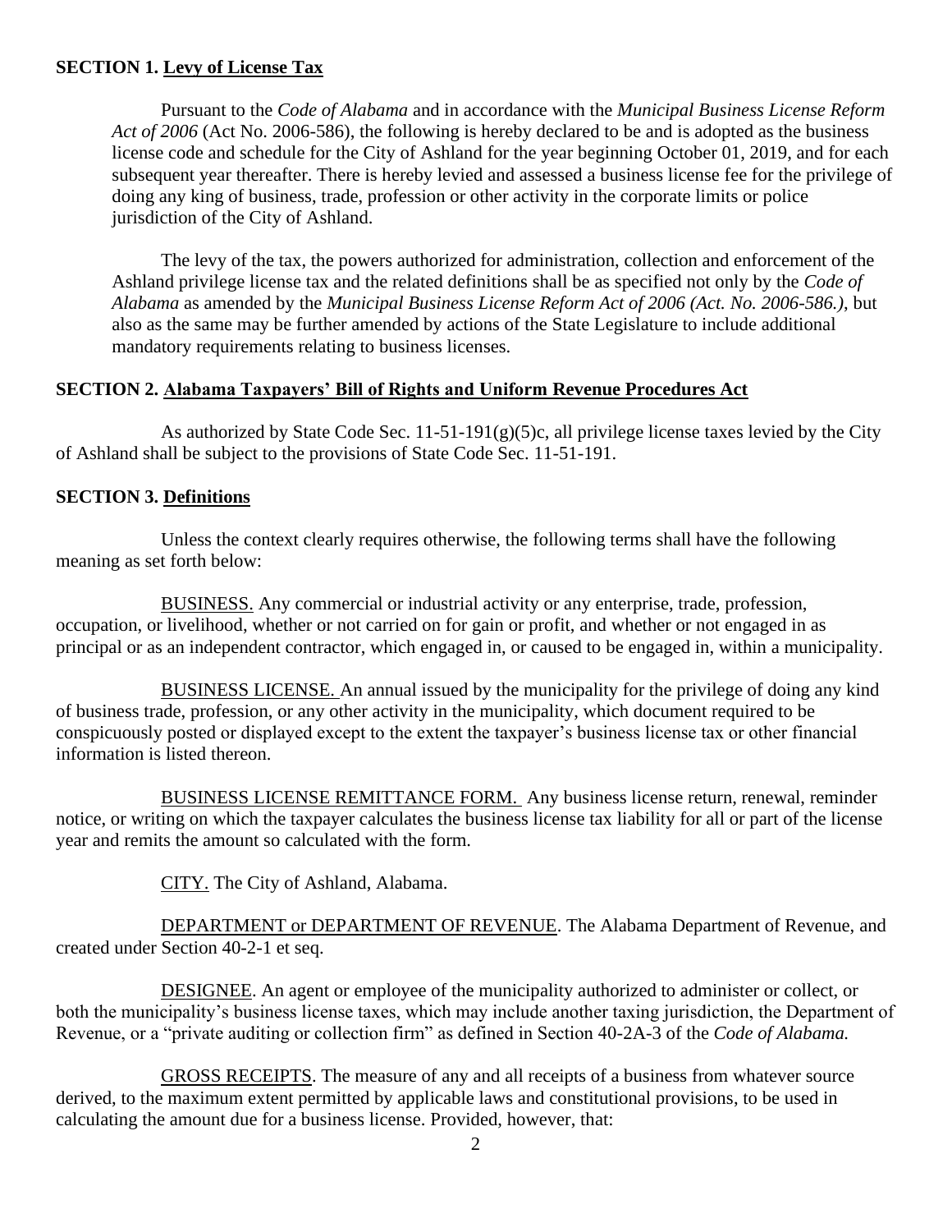**SECTION 1. Levy of License Tax**

Pursuant to the *Code of Alabama* and in accordance with the *Municipal Business License Reform Act of 2006* (Act No. 2006-586), the following is hereby declared to be and is adopted as the business license code and schedule for the City of Ashland for the year beginning October 01, 2019, and for each subsequent year thereafter. There is hereby levied and assessed a business license fee for the privilege of doing any king of business, trade, profession or other activity in the corporate limits or police jurisdiction of the City of Ashland.

The levy of the tax, the powers authorized for administration, collection and enforcement of the Ashland privilege license tax and the related definitions shall be as specified not only by the *Code of Alabama* as amended by the *Municipal Business License Reform Act of 2006 (Act. No. 2006-586.)*, but also as the same may be further amended by actions of the State Legislature to include additional mandatory requirements relating to business licenses.

**SECTION 2. Alabama Taxpayers' Bill of Rights and Uniform Revenue Procedures Act**

As authorized by State Code Sec. 11-51-191(g)(5)c, all privilege license taxes levied by the City of Ashland shall be subject to the provisions of State Code Sec. 11-51-191.

**SECTION 3. Definitions**

Unless the context clearly requires otherwise, the following terms shall have the following meaning as set forth below:

BUSINESS. Any commercial or industrial activity or any enterprise, trade, profession, occupation, or livelihood, whether or not carried on for gain or profit, and whether or not engaged in as principal or as an independent contractor, which engaged in, or caused to be engaged in, within a municipality.

BUSINESS LICENSE. An annual issued by the municipality for the privilege of doing any kind of business trade, profession, or any other activity in the municipality, which document required to be conspicuously posted or displayed except to the extent the taxpayer's business license tax or other financial information is listed thereon.

BUSINESS LICENSE REMITTANCE FORM. Any business license return, renewal, reminder notice, or writing on which the taxpayer calculates the business license tax liability for all or part of the license year and remits the amount so calculated with the form.

CITY. The City of Ashland, Alabama.

DEPARTMENT or DEPARTMENT OF REVENUE. The Alabama Department of Revenue, and created under Section 40-2-1 et seq.

DESIGNEE. An agent or employee of the municipality authorized to administer or collect, or both the municipality's business license taxes, which may include another taxing jurisdiction, the Department of Revenue, or a "private auditing or collection firm" as defined in Section 40-2A-3 of the *Code of Alabama.*

GROSS RECEIPTS. The measure of any and all receipts of a business from whatever source derived, to the maximum extent permitted by applicable laws and constitutional provisions, to be used in calculating the amount due for a business license. Provided, however, that: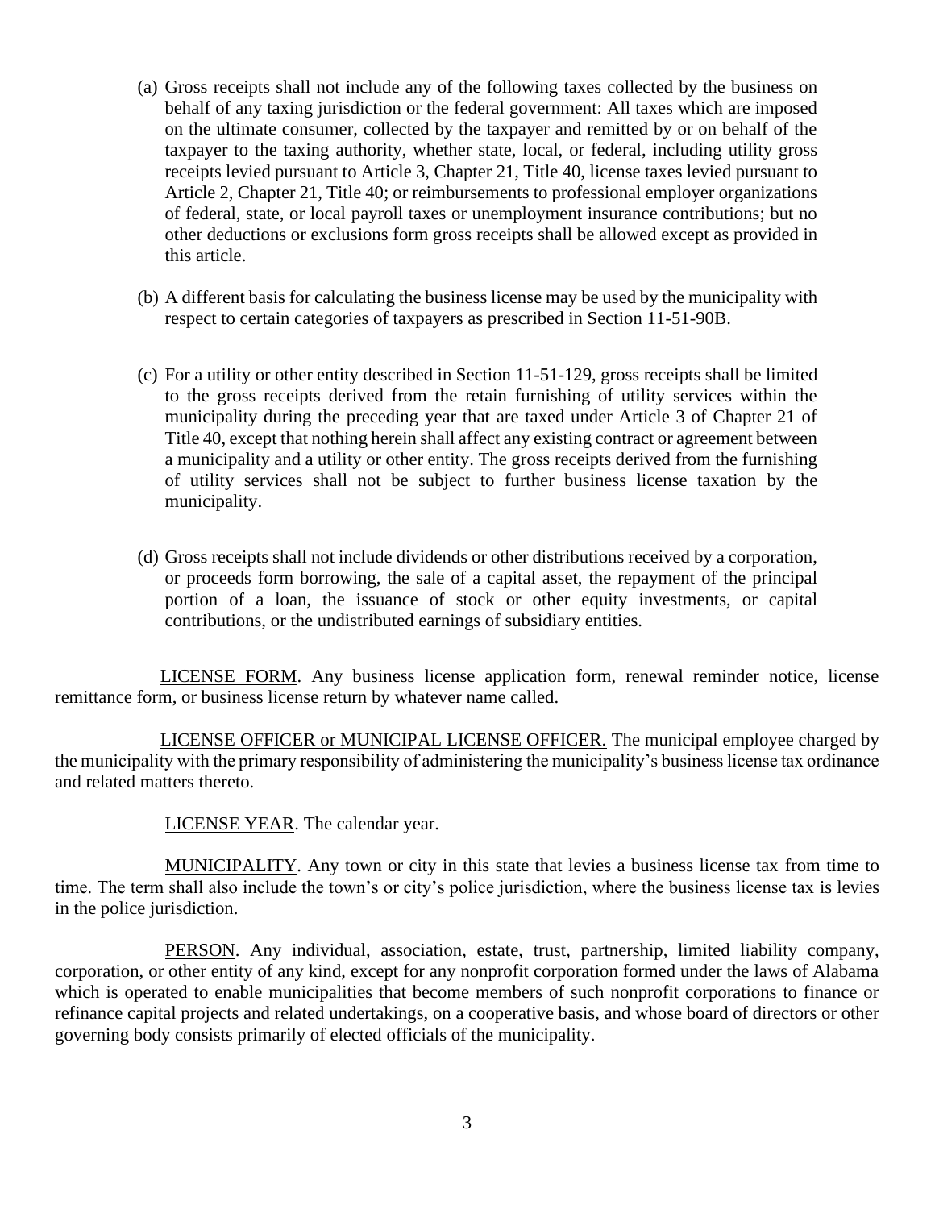(a) Gross receipts shall not include any of the following taxes collected by the business on behalf of any taxing jurisdiction or the federal government: All taxes which are imposed on the ultimate consumer, collected by the taxpayer and remitted by or on behalf of the taxpayer to the taxing authority, whether state, local, or federal, including utility gross receipts levied pursuant to Article 3, Chapter 21, Title 40, license taxes levied pursuant to Article 2, Chapter 21, Title 40; or reimbursements to professional employer organizations of federal, state, or local payroll taxes or unemployment insurance contributions; but no other deductions or exclusions form gross receipts shall be allowed except as provided in this article.

(b) A different basis for calculating the business license may be used by the municipality with respect to certain categories of taxpayers as prescribed in Section 11-51-90B.

(c) For a utility or other entity described in Section 11-51-129, gross receipts shall be limited to the gross receipts derived from the retain furnishing of utility services within the municipality during the preceding year that are taxed under Article 3 of Chapter 21 of Title 40, except that nothing herein shall affect any existing contract or agreement between a municipality and a utility or other entity. The gross receipts derived from the furnishing of utility services shall not be subject to further business license taxation by the municipality.

(d) Gross receipts shall not include dividends or other distributions received by a corporation, or proceeds form borrowing, the sale of a capital asset, the repayment of the principal portion of a loan, the issuance of stock or other equity investments, or capital contributions, or the undistributed earnings of subsidiary entities.

LICENSE FORM. Any business license application form, renewal reminder notice, license remittance form, or business license return by whatever name called.

LICENSE OFFICER or MUNICIPAL LICENSE OFFICER. The municipal employee charged by the municipality with the primary responsibility of administering the municipality's business license tax ordinance and related matters thereto.

LICENSE YEAR. The calendar year.

MUNICIPALITY. Any town or city in this state that levies a business license tax from time to time. The term shall also include the town's or city's police jurisdiction, where the business license tax is levies in the police jurisdiction.

PERSON. Any individual, association, estate, trust, partnership, limited liability company, corporation, or other entity of any kind, except for any nonprofit corporation formed under the laws of Alabama which is operated to enable municipalities that become members of such nonprofit corporations to finance or refinance capital projects and related undertakings, on a cooperative basis, and whose board of directors or other governing body consists primarily of elected officials of the municipality.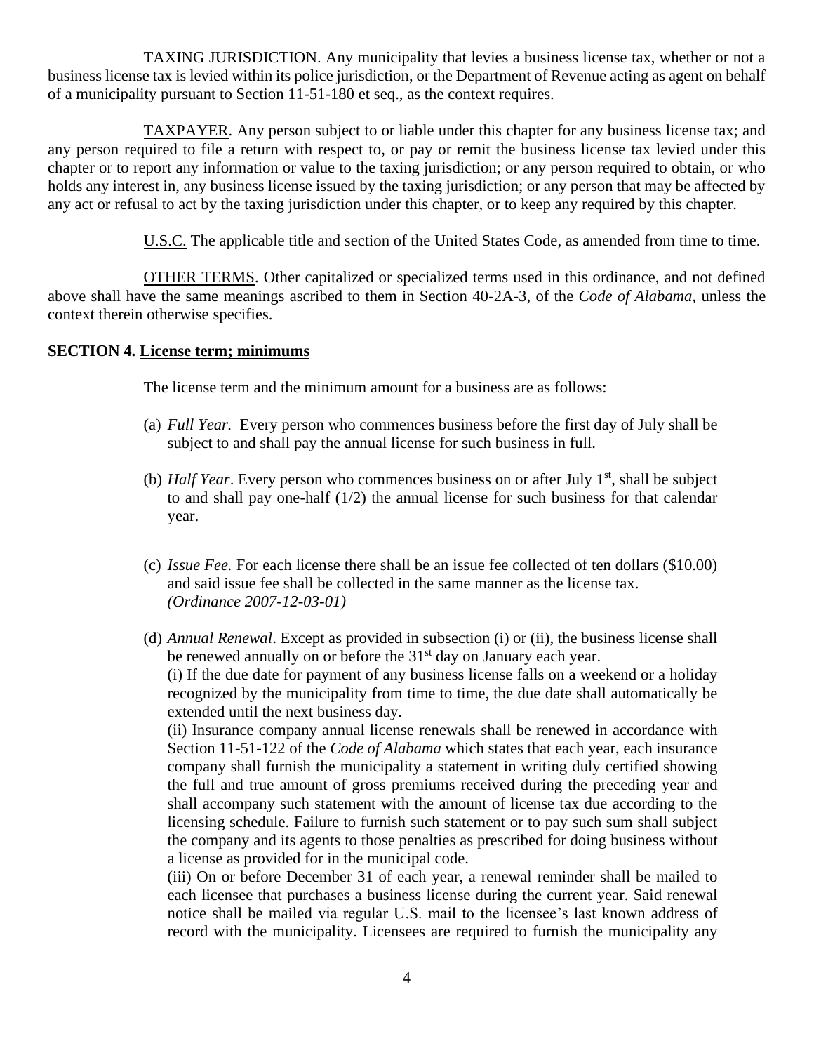TAXING JURISDICTION. Any municipality that levies a business license tax, whether or not a business license tax is levied within its police jurisdiction, or the Department of Revenue acting as agent on behalf of a municipality pursuant to Section 11-51-180 et seq., as the context requires.

TAXPAYER. Any person subject to or liable under this chapter for any business license tax; and any person required to file a return with respect to, or pay or remit the business license tax levied under this chapter or to report any information or value to the taxing jurisdiction; or any person required to obtain, or who holds any interest in, any business license issued by the taxing jurisdiction; or any person that may be affected by any act or refusal to act by the taxing jurisdiction under this chapter, or to keep any required by this chapter.

U.S.C. The applicable title and section of the United States Code, as amended from time to time.

OTHER TERMS. Other capitalized or specialized terms used in this ordinance, and not defined above shall have the same meanings ascribed to them in Section 40-2A-3, of the *Code of Alabama*, unless the context therein otherwise specifies.

**SECTION 4. License term; minimums**

The license term and the minimum amount for a business are as follows:

(a) *Full Year.* Every person who commences business before the first day of July shall be subject to and shall pay the annual license for such business in full.

(b) *Half Year*. Every person who commences business on or after July 1st, shall be subject to and shall pay one-half (1/2) the annual license for such business for that calendar year.

(c) *Issue Fee.* For each license there shall be an issue fee collected of ten dollars ($10.00) and said issue fee shall be collected in the same manner as the license tax. *(Ordinance 2007-12-03-01)*

(d) *Annual Renewal*. Except as provided in subsection (i) or (ii), the business license shall be renewed annually on or before the 31st day on January each year.
(i) If the due date for payment of any business license falls on a weekend or a holiday recognized by the municipality from time to time, the due date shall automatically be extended until the next business day.
(ii) Insurance company annual license renewals shall be renewed in accordance with Section 11-51-122 of the *Code of Alabama* which states that each year, each insurance company shall furnish the municipality a statement in writing duly certified showing the full and true amount of gross premiums received during the preceding year and shall accompany such statement with the amount of license tax due according to the licensing schedule. Failure to furnish such statement or to pay such sum shall subject the company and its agents to those penalties as prescribed for doing business without a license as provided for in the municipal code.
(iii) On or before December 31 of each year, a renewal reminder shall be mailed to each licensee that purchases a business license during the current year. Said renewal notice shall be mailed via regular U.S. mail to the licensee's last known address of record with the municipality. Licensees are required to furnish the municipality any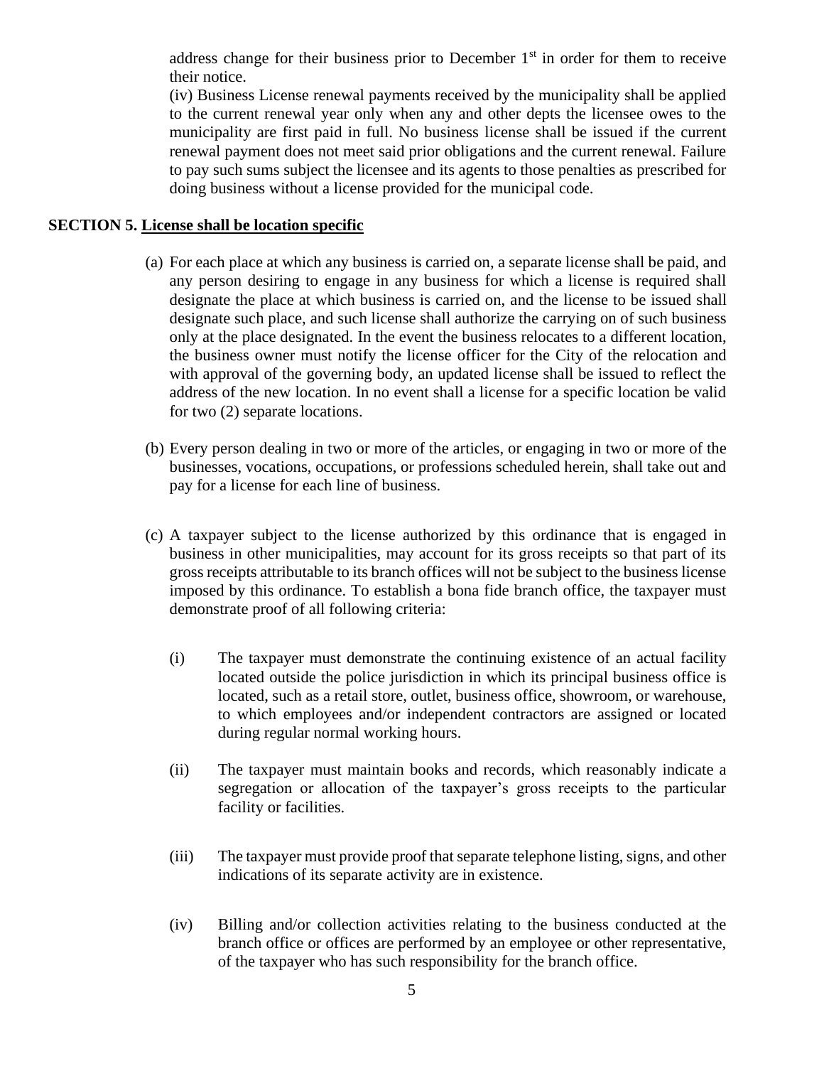address change for their business prior to December 1st in order for them to receive their notice.

(iv) Business License renewal payments received by the municipality shall be applied to the current renewal year only when any and other depts the licensee owes to the municipality are first paid in full. No business license shall be issued if the current renewal payment does not meet said prior obligations and the current renewal. Failure to pay such sums subject the licensee and its agents to those penalties as prescribed for doing business without a license provided for the municipal code.

**SECTION 5. <u>License shall be location specific</u>**

(a) For each place at which any business is carried on, a separate license shall be paid, and any person desiring to engage in any business for which a license is required shall designate the place at which business is carried on, and the license to be issued shall designate such place, and such license shall authorize the carrying on of such business only at the place designated. In the event the business relocates to a different location, the business owner must notify the license officer for the City of the relocation and with approval of the governing body, an updated license shall be issued to reflect the address of the new location. In no event shall a license for a specific location be valid for two (2) separate locations.

(b) Every person dealing in two or more of the articles, or engaging in two or more of the businesses, vocations, occupations, or professions scheduled herein, shall take out and pay for a license for each line of business.

(c) A taxpayer subject to the license authorized by this ordinance that is engaged in business in other municipalities, may account for its gross receipts so that part of its gross receipts attributable to its branch offices will not be subject to the business license imposed by this ordinance. To establish a bona fide branch office, the taxpayer must demonstrate proof of all following criteria:

(i) The taxpayer must demonstrate the continuing existence of an actual facility located outside the police jurisdiction in which its principal business office is located, such as a retail store, outlet, business office, showroom, or warehouse, to which employees and/or independent contractors are assigned or located during regular normal working hours.

(ii) The taxpayer must maintain books and records, which reasonably indicate a segregation or allocation of the taxpayer's gross receipts to the particular facility or facilities.

(iii) The taxpayer must provide proof that separate telephone listing, signs, and other indications of its separate activity are in existence.

(iv) Billing and/or collection activities relating to the business conducted at the branch office or offices are performed by an employee or other representative, of the taxpayer who has such responsibility for the branch office.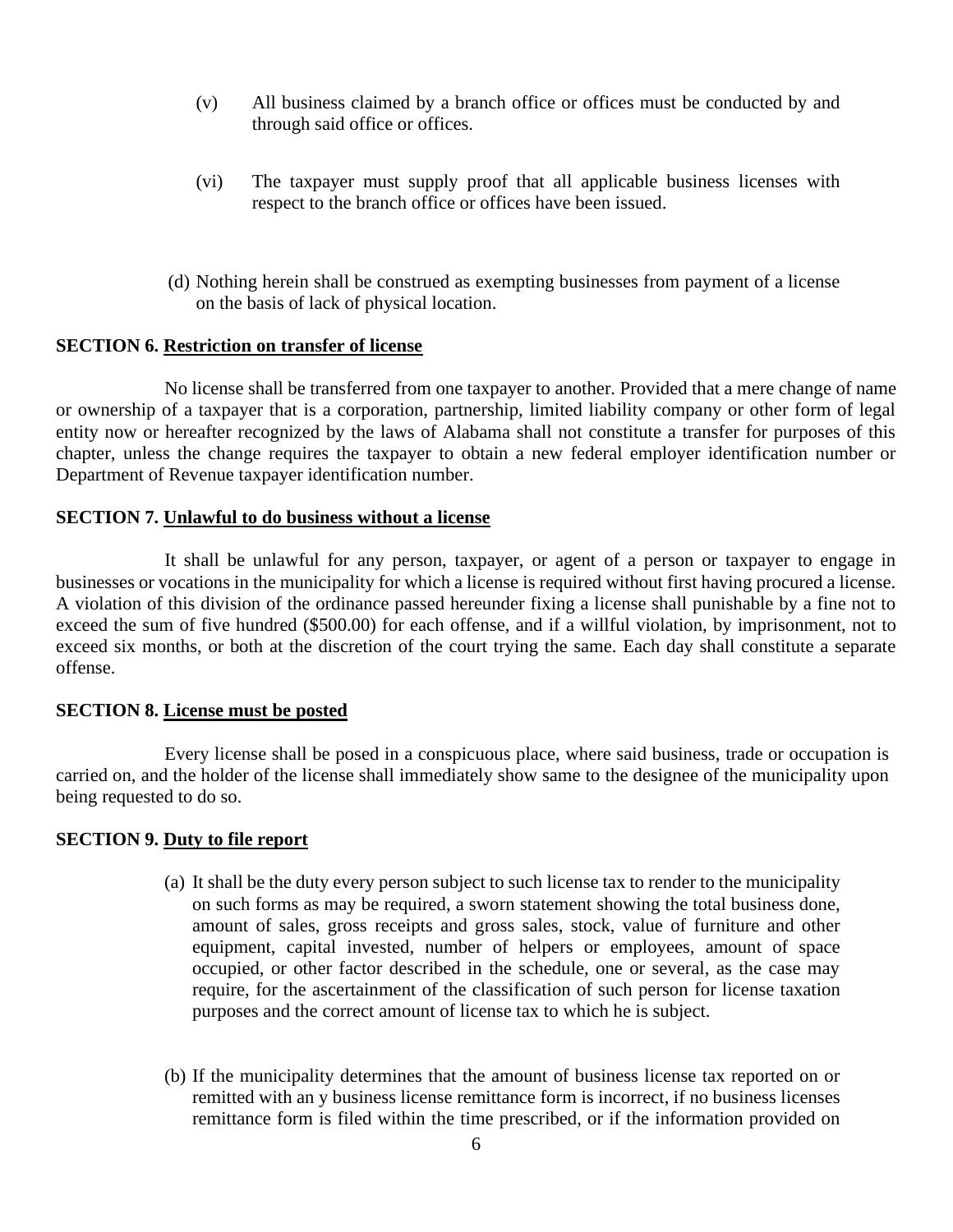(v) All business claimed by a branch office or offices must be conducted by and through said office or offices.

(vi) The taxpayer must supply proof that all applicable business licenses with respect to the branch office or offices have been issued.

(d) Nothing herein shall be construed as exempting businesses from payment of a license on the basis of lack of physical location.

**SECTION 6. Restriction on transfer of license**

No license shall be transferred from one taxpayer to another. Provided that a mere change of name or ownership of a taxpayer that is a corporation, partnership, limited liability company or other form of legal entity now or hereafter recognized by the laws of Alabama shall not constitute a transfer for purposes of this chapter, unless the change requires the taxpayer to obtain a new federal employer identification number or Department of Revenue taxpayer identification number.

**SECTION 7. Unlawful to do business without a license**

It shall be unlawful for any person, taxpayer, or agent of a person or taxpayer to engage in businesses or vocations in the municipality for which a license is required without first having procured a license. A violation of this division of the ordinance passed hereunder fixing a license shall punishable by a fine not to exceed the sum of five hundred ($500.00) for each offense, and if a willful violation, by imprisonment, not to exceed six months, or both at the discretion of the court trying the same. Each day shall constitute a separate offense.

**SECTION 8. License must be posted**

Every license shall be posed in a conspicuous place, where said business, trade or occupation is carried on, and the holder of the license shall immediately show same to the designee of the municipality upon being requested to do so.

**SECTION 9. Duty to file report**

(a) It shall be the duty every person subject to such license tax to render to the municipality on such forms as may be required, a sworn statement showing the total business done, amount of sales, gross receipts and gross sales, stock, value of furniture and other equipment, capital invested, number of helpers or employees, amount of space occupied, or other factor described in the schedule, one or several, as the case may require, for the ascertainment of the classification of such person for license taxation purposes and the correct amount of license tax to which he is subject.

(b) If the municipality determines that the amount of business license tax reported on or remitted with an y business license remittance form is incorrect, if no business licenses remittance form is filed within the time prescribed, or if the information provided on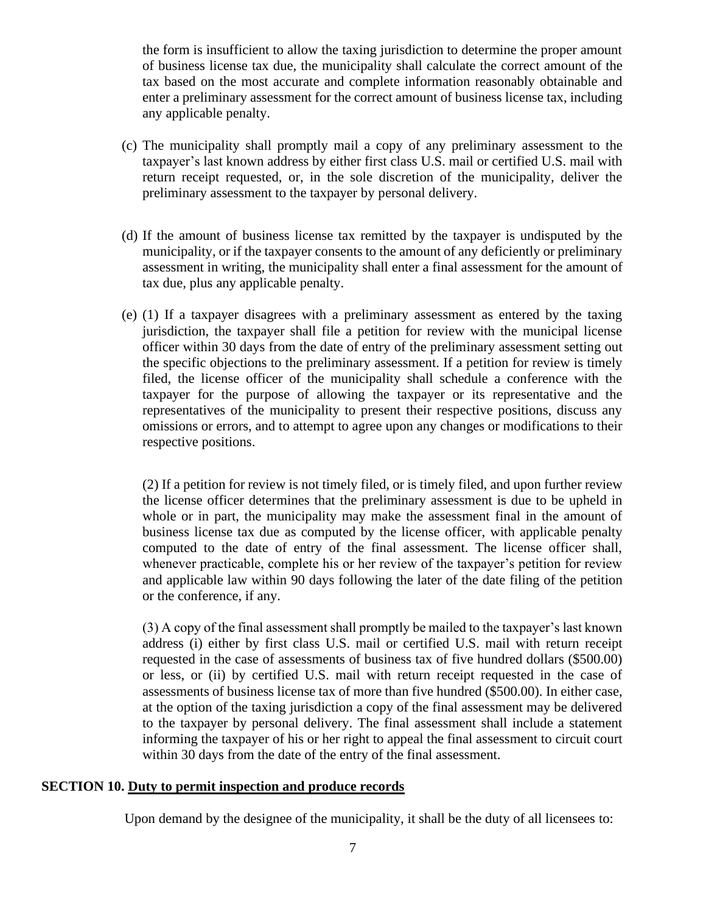the form is insufficient to allow the taxing jurisdiction to determine the proper amount of business license tax due, the municipality shall calculate the correct amount of the tax based on the most accurate and complete information reasonably obtainable and enter a preliminary assessment for the correct amount of business license tax, including any applicable penalty.

(c) The municipality shall promptly mail a copy of any preliminary assessment to the taxpayer's last known address by either first class U.S. mail or certified U.S. mail with return receipt requested, or, in the sole discretion of the municipality, deliver the preliminary assessment to the taxpayer by personal delivery.

(d) If the amount of business license tax remitted by the taxpayer is undisputed by the municipality, or if the taxpayer consents to the amount of any deficiently or preliminary assessment in writing, the municipality shall enter a final assessment for the amount of tax due, plus any applicable penalty.

(e) (1) If a taxpayer disagrees with a preliminary assessment as entered by the taxing jurisdiction, the taxpayer shall file a petition for review with the municipal license officer within 30 days from the date of entry of the preliminary assessment setting out the specific objections to the preliminary assessment. If a petition for review is timely filed, the license officer of the municipality shall schedule a conference with the taxpayer for the purpose of allowing the taxpayer or its representative and the representatives of the municipality to present their respective positions, discuss any omissions or errors, and to attempt to agree upon any changes or modifications to their respective positions.

(2) If a petition for review is not timely filed, or is timely filed, and upon further review the license officer determines that the preliminary assessment is due to be upheld in whole or in part, the municipality may make the assessment final in the amount of business license tax due as computed by the license officer, with applicable penalty computed to the date of entry of the final assessment. The license officer shall, whenever practicable, complete his or her review of the taxpayer's petition for review and applicable law within 90 days following the later of the date filing of the petition or the conference, if any.

(3) A copy of the final assessment shall promptly be mailed to the taxpayer's last known address (i) either by first class U.S. mail or certified U.S. mail with return receipt requested in the case of assessments of business tax of five hundred dollars ($500.00) or less, or (ii) by certified U.S. mail with return receipt requested in the case of assessments of business license tax of more than five hundred ($500.00). In either case, at the option of the taxing jurisdiction a copy of the final assessment may be delivered to the taxpayer by personal delivery. The final assessment shall include a statement informing the taxpayer of his or her right to appeal the final assessment to circuit court within 30 days from the date of the entry of the final assessment.

**SECTION 10. Duty to permit inspection and produce records**

Upon demand by the designee of the municipality, it shall be the duty of all licensees to: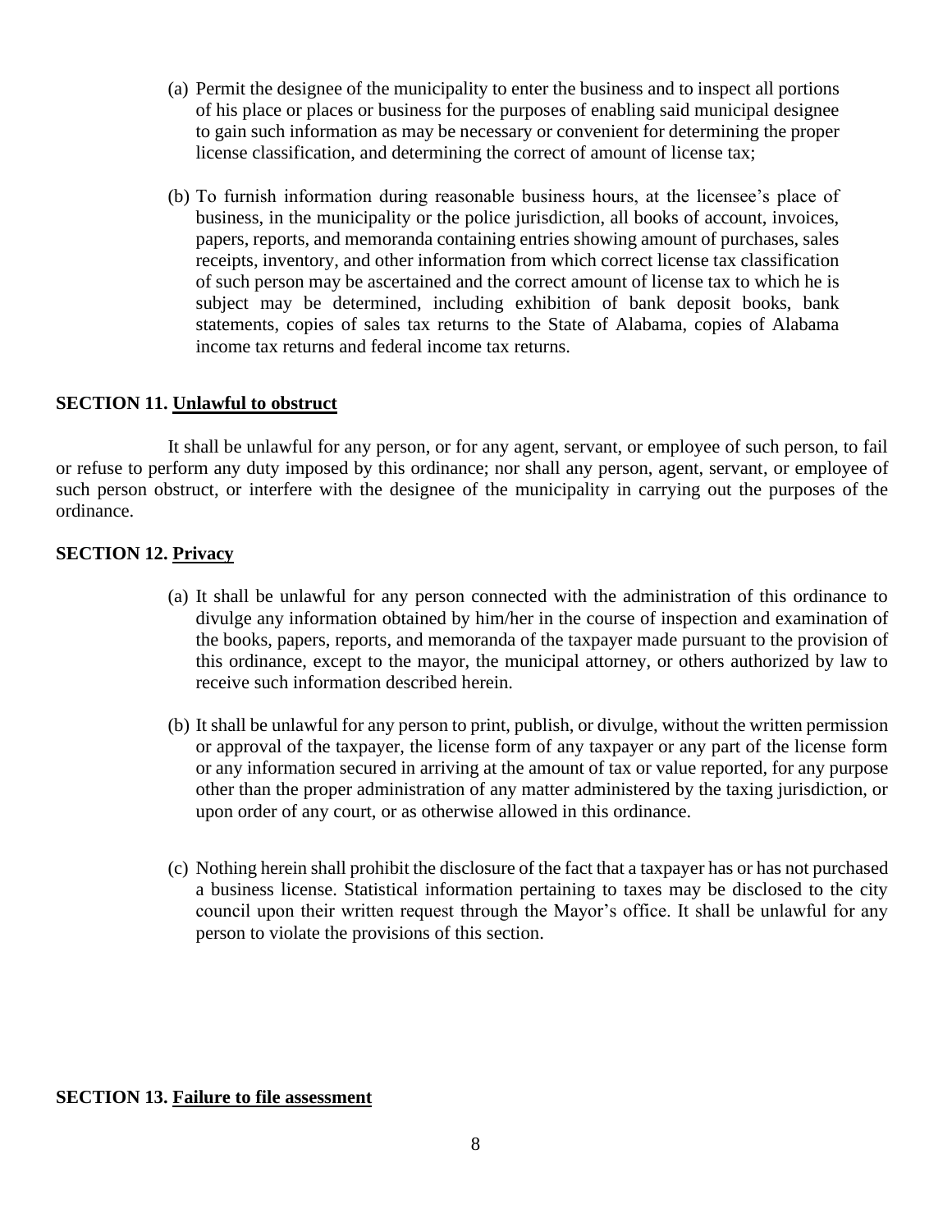(a) Permit the designee of the municipality to enter the business and to inspect all portions of his place or places or business for the purposes of enabling said municipal designee to gain such information as may be necessary or convenient for determining the proper license classification, and determining the correct of amount of license tax;

(b) To furnish information during reasonable business hours, at the licensee's place of business, in the municipality or the police jurisdiction, all books of account, invoices, papers, reports, and memoranda containing entries showing amount of purchases, sales receipts, inventory, and other information from which correct license tax classification of such person may be ascertained and the correct amount of license tax to which he is subject may be determined, including exhibition of bank deposit books, bank statements, copies of sales tax returns to the State of Alabama, copies of Alabama income tax returns and federal income tax returns.

**SECTION 11. Unlawful to obstruct**

It shall be unlawful for any person, or for any agent, servant, or employee of such person, to fail or refuse to perform any duty imposed by this ordinance; nor shall any person, agent, servant, or employee of such person obstruct, or interfere with the designee of the municipality in carrying out the purposes of the ordinance.

**SECTION 12. Privacy**

(a) It shall be unlawful for any person connected with the administration of this ordinance to divulge any information obtained by him/her in the course of inspection and examination of the books, papers, reports, and memoranda of the taxpayer made pursuant to the provision of this ordinance, except to the mayor, the municipal attorney, or others authorized by law to receive such information described herein.

(b) It shall be unlawful for any person to print, publish, or divulge, without the written permission or approval of the taxpayer, the license form of any taxpayer or any part of the license form or any information secured in arriving at the amount of tax or value reported, for any purpose other than the proper administration of any matter administered by the taxing jurisdiction, or upon order of any court, or as otherwise allowed in this ordinance.

(c) Nothing herein shall prohibit the disclosure of the fact that a taxpayer has or has not purchased a business license. Statistical information pertaining to taxes may be disclosed to the city council upon their written request through the Mayor's office. It shall be unlawful for any person to violate the provisions of this section.

**SECTION 13. Failure to file assessment**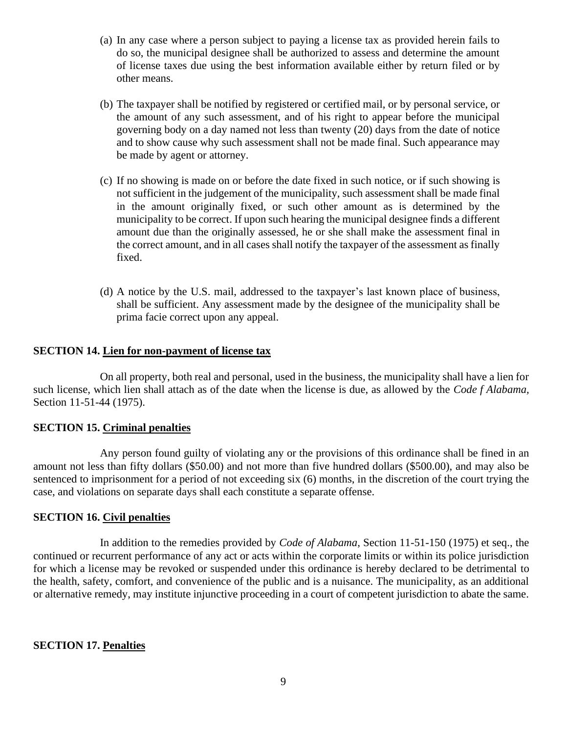(a) In any case where a person subject to paying a license tax as provided herein fails to do so, the municipal designee shall be authorized to assess and determine the amount of license taxes due using the best information available either by return filed or by other means.

(b) The taxpayer shall be notified by registered or certified mail, or by personal service, or the amount of any such assessment, and of his right to appear before the municipal governing body on a day named not less than twenty (20) days from the date of notice and to show cause why such assessment shall not be made final. Such appearance may be made by agent or attorney.

(c) If no showing is made on or before the date fixed in such notice, or if such showing is not sufficient in the judgement of the municipality, such assessment shall be made final in the amount originally fixed, or such other amount as is determined by the municipality to be correct. If upon such hearing the municipal designee finds a different amount due than the originally assessed, he or she shall make the assessment final in the correct amount, and in all cases shall notify the taxpayer of the assessment as finally fixed.

(d) A notice by the U.S. mail, addressed to the taxpayer's last known place of business, shall be sufficient. Any assessment made by the designee of the municipality shall be prima facie correct upon any appeal.

**SECTION 14. Lien for non-payment of license tax**

On all property, both real and personal, used in the business, the municipality shall have a lien for such license, which lien shall attach as of the date when the license is due, as allowed by the *Code f Alabama,* Section 11-51-44 (1975).

**SECTION 15. Criminal penalties**

Any person found guilty of violating any or the provisions of this ordinance shall be fined in an amount not less than fifty dollars ($50.00) and not more than five hundred dollars ($500.00), and may also be sentenced to imprisonment for a period of not exceeding six (6) months, in the discretion of the court trying the case, and violations on separate days shall each constitute a separate offense.

**SECTION 16. Civil penalties**

In addition to the remedies provided by *Code of Alabama*, Section 11-51-150 (1975) et seq., the continued or recurrent performance of any act or acts within the corporate limits or within its police jurisdiction for which a license may be revoked or suspended under this ordinance is hereby declared to be detrimental to the health, safety, comfort, and convenience of the public and is a nuisance. The municipality, as an additional or alternative remedy, may institute injunctive proceeding in a court of competent jurisdiction to abate the same.

**SECTION 17. Penalties**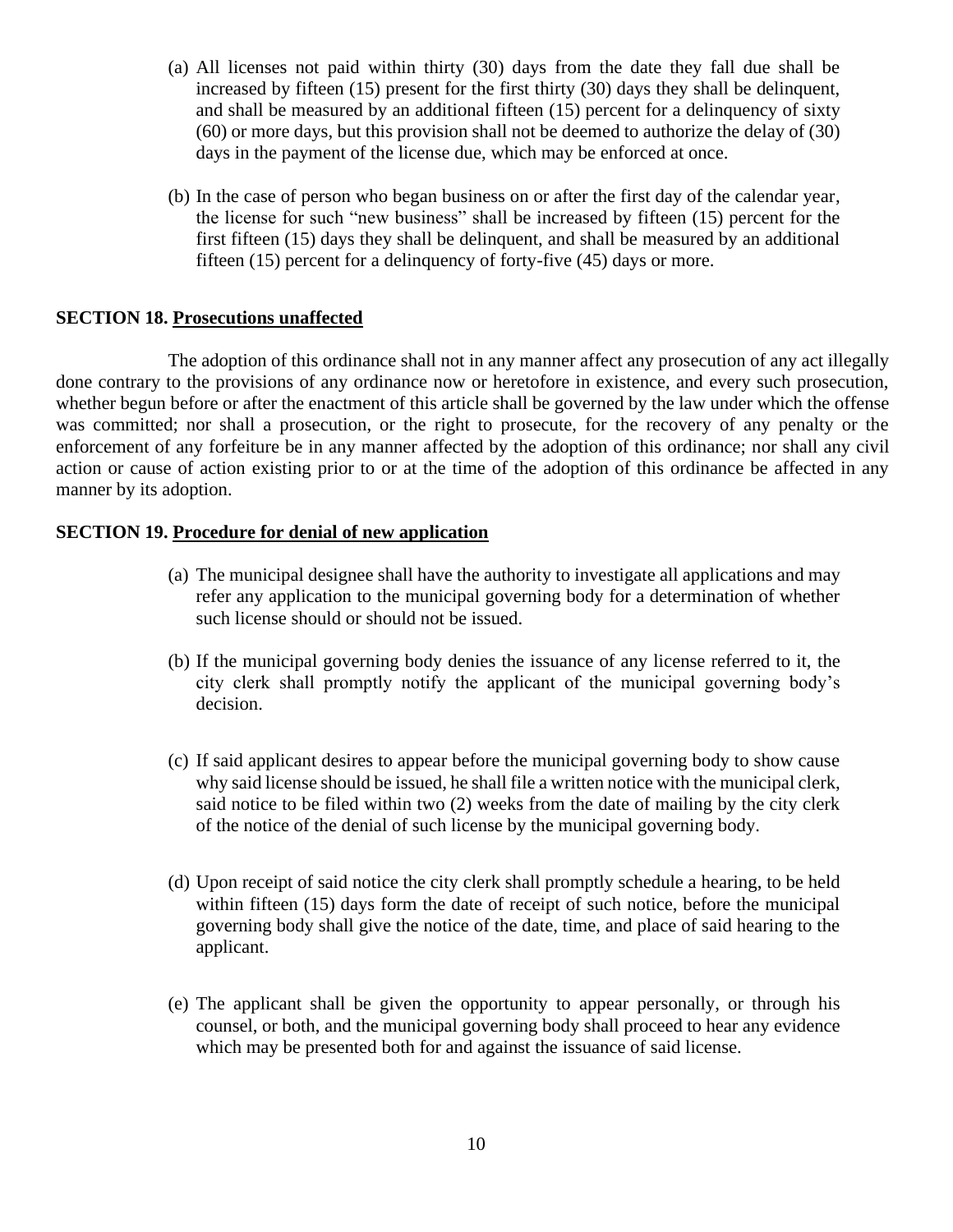(a) All licenses not paid within thirty (30) days from the date they fall due shall be increased by fifteen (15) present for the first thirty (30) days they shall be delinquent, and shall be measured by an additional fifteen (15) percent for a delinquency of sixty (60) or more days, but this provision shall not be deemed to authorize the delay of (30) days in the payment of the license due, which may be enforced at once.

(b) In the case of person who began business on or after the first day of the calendar year, the license for such "new business" shall be increased by fifteen (15) percent for the first fifteen (15) days they shall be delinquent, and shall be measured by an additional fifteen (15) percent for a delinquency of forty-five (45) days or more.

**SECTION 18. Prosecutions unaffected**

The adoption of this ordinance shall not in any manner affect any prosecution of any act illegally done contrary to the provisions of any ordinance now or heretofore in existence, and every such prosecution, whether begun before or after the enactment of this article shall be governed by the law under which the offense was committed; nor shall a prosecution, or the right to prosecute, for the recovery of any penalty or the enforcement of any forfeiture be in any manner affected by the adoption of this ordinance; nor shall any civil action or cause of action existing prior to or at the time of the adoption of this ordinance be affected in any manner by its adoption.

**SECTION 19. Procedure for denial of new application**

(a) The municipal designee shall have the authority to investigate all applications and may refer any application to the municipal governing body for a determination of whether such license should or should not be issued.

(b) If the municipal governing body denies the issuance of any license referred to it, the city clerk shall promptly notify the applicant of the municipal governing body's decision.

(c) If said applicant desires to appear before the municipal governing body to show cause why said license should be issued, he shall file a written notice with the municipal clerk, said notice to be filed within two (2) weeks from the date of mailing by the city clerk of the notice of the denial of such license by the municipal governing body.

(d) Upon receipt of said notice the city clerk shall promptly schedule a hearing, to be held within fifteen (15) days form the date of receipt of such notice, before the municipal governing body shall give the notice of the date, time, and place of said hearing to the applicant.

(e) The applicant shall be given the opportunity to appear personally, or through his counsel, or both, and the municipal governing body shall proceed to hear any evidence which may be presented both for and against the issuance of said license.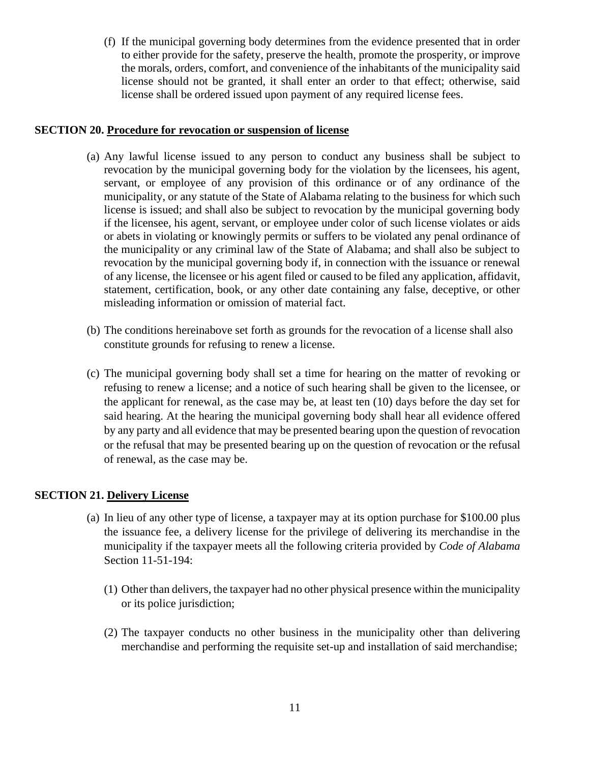(f) If the municipal governing body determines from the evidence presented that in order to either provide for the safety, preserve the health, promote the prosperity, or improve the morals, orders, comfort, and convenience of the inhabitants of the municipality said license should not be granted, it shall enter an order to that effect; otherwise, said license shall be ordered issued upon payment of any required license fees.

**SECTION 20. Procedure for revocation or suspension of license**

(a) Any lawful license issued to any person to conduct any business shall be subject to revocation by the municipal governing body for the violation by the licensees, his agent, servant, or employee of any provision of this ordinance or of any ordinance of the municipality, or any statute of the State of Alabama relating to the business for which such license is issued; and shall also be subject to revocation by the municipal governing body if the licensee, his agent, servant, or employee under color of such license violates or aids or abets in violating or knowingly permits or suffers to be violated any penal ordinance of the municipality or any criminal law of the State of Alabama; and shall also be subject to revocation by the municipal governing body if, in connection with the issuance or renewal of any license, the licensee or his agent filed or caused to be filed any application, affidavit, statement, certification, book, or any other date containing any false, deceptive, or other misleading information or omission of material fact.

(b) The conditions hereinabove set forth as grounds for the revocation of a license shall also constitute grounds for refusing to renew a license.

(c) The municipal governing body shall set a time for hearing on the matter of revoking or refusing to renew a license; and a notice of such hearing shall be given to the licensee, or the applicant for renewal, as the case may be, at least ten (10) days before the day set for said hearing. At the hearing the municipal governing body shall hear all evidence offered by any party and all evidence that may be presented bearing upon the question of revocation or the refusal that may be presented bearing up on the question of revocation or the refusal of renewal, as the case may be.

**SECTION 21. Delivery License**

(a) In lieu of any other type of license, a taxpayer may at its option purchase for $100.00 plus the issuance fee, a delivery license for the privilege of delivering its merchandise in the municipality if the taxpayer meets all the following criteria provided by *Code of Alabama* Section 11-51-194:

   (1) Other than delivers, the taxpayer had no other physical presence within the municipality or its police jurisdiction;

   (2) The taxpayer conducts no other business in the municipality other than delivering merchandise and performing the requisite set-up and installation of said merchandise;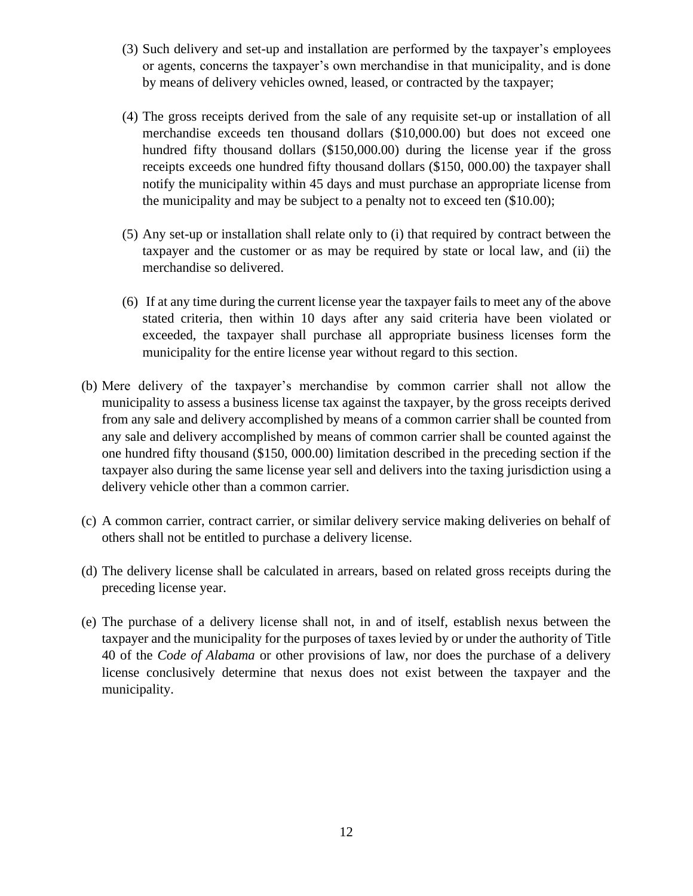(3) Such delivery and set-up and installation are performed by the taxpayer's employees or agents, concerns the taxpayer's own merchandise in that municipality, and is done by means of delivery vehicles owned, leased, or contracted by the taxpayer;

(4) The gross receipts derived from the sale of any requisite set-up or installation of all merchandise exceeds ten thousand dollars ($10,000.00) but does not exceed one hundred fifty thousand dollars ($150,000.00) during the license year if the gross receipts exceeds one hundred fifty thousand dollars ($150, 000.00) the taxpayer shall notify the municipality within 45 days and must purchase an appropriate license from the municipality and may be subject to a penalty not to exceed ten ($10.00);

(5) Any set-up or installation shall relate only to (i) that required by contract between the taxpayer and the customer or as may be required by state or local law, and (ii) the merchandise so delivered.

(6) If at any time during the current license year the taxpayer fails to meet any of the above stated criteria, then within 10 days after any said criteria have been violated or exceeded, the taxpayer shall purchase all appropriate business licenses form the municipality for the entire license year without regard to this section.

(b) Mere delivery of the taxpayer's merchandise by common carrier shall not allow the municipality to assess a business license tax against the taxpayer, by the gross receipts derived from any sale and delivery accomplished by means of a common carrier shall be counted from any sale and delivery accomplished by means of common carrier shall be counted against the one hundred fifty thousand ($150, 000.00) limitation described in the preceding section if the taxpayer also during the same license year sell and delivers into the taxing jurisdiction using a delivery vehicle other than a common carrier.

(c) A common carrier, contract carrier, or similar delivery service making deliveries on behalf of others shall not be entitled to purchase a delivery license.

(d) The delivery license shall be calculated in arrears, based on related gross receipts during the preceding license year.

(e) The purchase of a delivery license shall not, in and of itself, establish nexus between the taxpayer and the municipality for the purposes of taxes levied by or under the authority of Title 40 of the *Code of Alabama* or other provisions of law, nor does the purchase of a delivery license conclusively determine that nexus does not exist between the taxpayer and the municipality.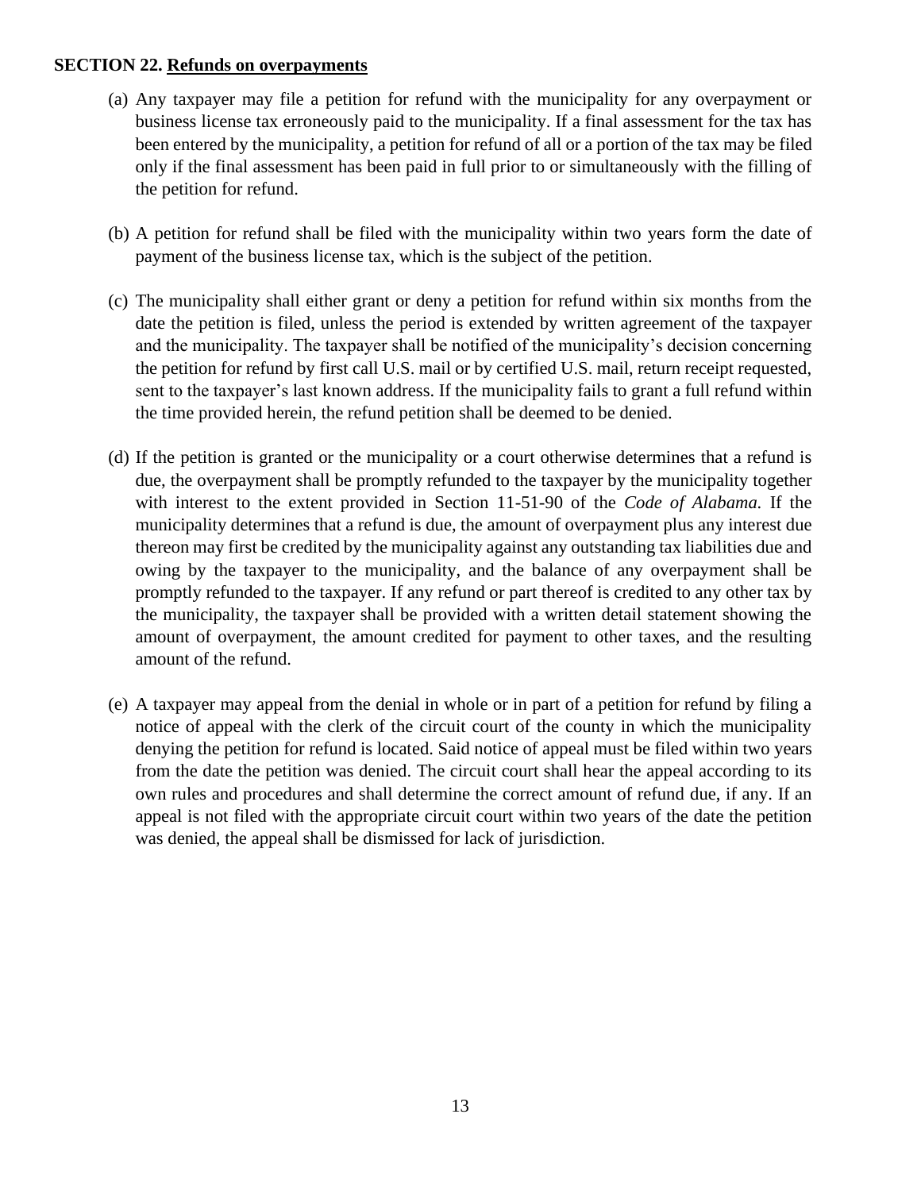**SECTION 22. Refunds on overpayments**

(a) Any taxpayer may file a petition for refund with the municipality for any overpayment or business license tax erroneously paid to the municipality. If a final assessment for the tax has been entered by the municipality, a petition for refund of all or a portion of the tax may be filed only if the final assessment has been paid in full prior to or simultaneously with the filling of the petition for refund.

(b) A petition for refund shall be filed with the municipality within two years form the date of payment of the business license tax, which is the subject of the petition.

(c) The municipality shall either grant or deny a petition for refund within six months from the date the petition is filed, unless the period is extended by written agreement of the taxpayer and the municipality. The taxpayer shall be notified of the municipality's decision concerning the petition for refund by first call U.S. mail or by certified U.S. mail, return receipt requested, sent to the taxpayer's last known address. If the municipality fails to grant a full refund within the time provided herein, the refund petition shall be deemed to be denied.

(d) If the petition is granted or the municipality or a court otherwise determines that a refund is due, the overpayment shall be promptly refunded to the taxpayer by the municipality together with interest to the extent provided in Section 11-51-90 of the *Code of Alabama.* If the municipality determines that a refund is due, the amount of overpayment plus any interest due thereon may first be credited by the municipality against any outstanding tax liabilities due and owing by the taxpayer to the municipality, and the balance of any overpayment shall be promptly refunded to the taxpayer. If any refund or part thereof is credited to any other tax by the municipality, the taxpayer shall be provided with a written detail statement showing the amount of overpayment, the amount credited for payment to other taxes, and the resulting amount of the refund.

(e) A taxpayer may appeal from the denial in whole or in part of a petition for refund by filing a notice of appeal with the clerk of the circuit court of the county in which the municipality denying the petition for refund is located. Said notice of appeal must be filed within two years from the date the petition was denied. The circuit court shall hear the appeal according to its own rules and procedures and shall determine the correct amount of refund due, if any. If an appeal is not filed with the appropriate circuit court within two years of the date the petition was denied, the appeal shall be dismissed for lack of jurisdiction.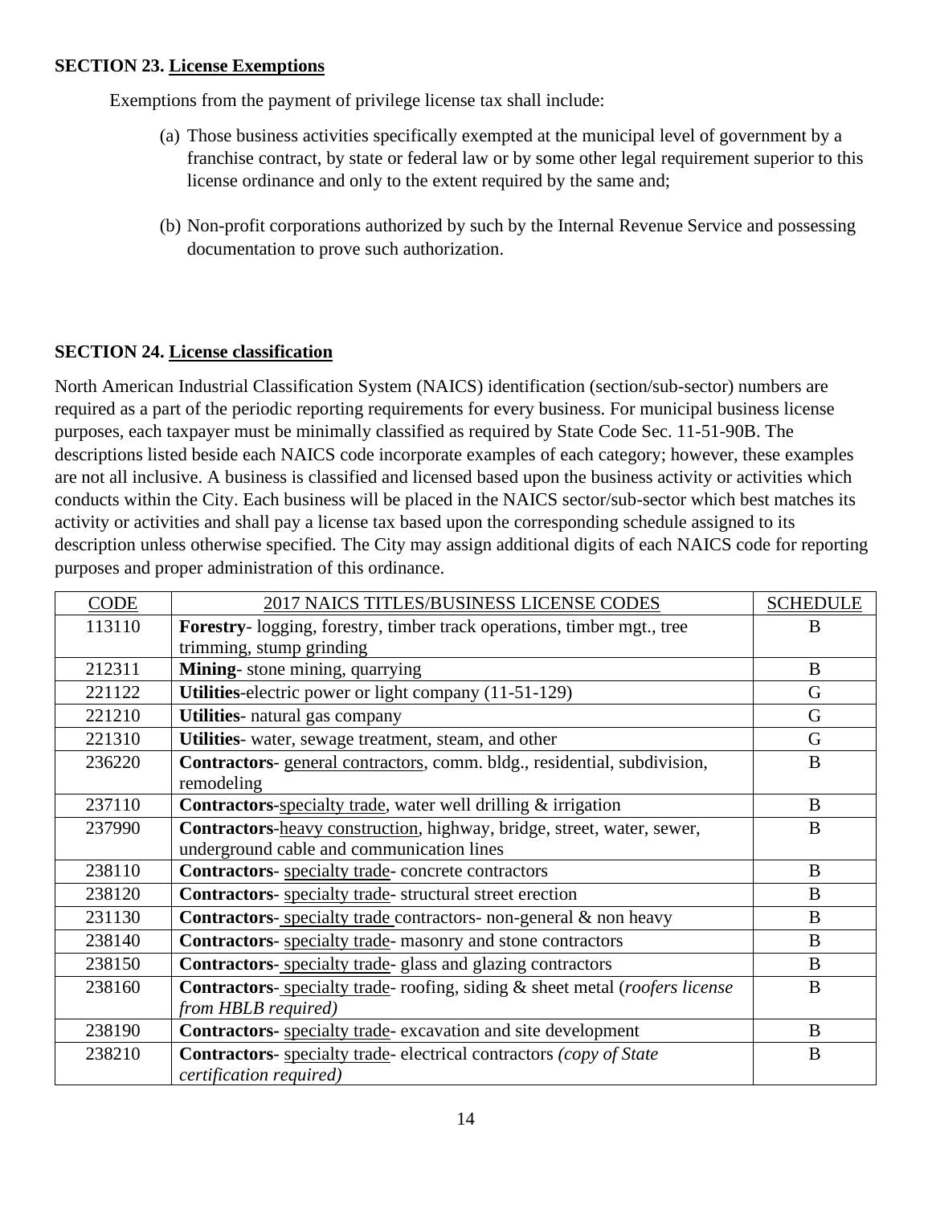**SECTION 23. License Exemptions**

Exemptions from the payment of privilege license tax shall include:

(a) Those business activities specifically exempted at the municipal level of government by a franchise contract, by state or federal law or by some other legal requirement superior to this license ordinance and only to the extent required by the same and;

(b) Non-profit corporations authorized by such by the Internal Revenue Service and possessing documentation to prove such authorization.

**SECTION 24. License classification**

North American Industrial Classification System (NAICS) identification (section/sub-sector) numbers are required as a part of the periodic reporting requirements for every business. For municipal business license purposes, each taxpayer must be minimally classified as required by State Code Sec. 11-51-90B. The descriptions listed beside each NAICS code incorporate examples of each category; however, these examples are not all inclusive. A business is classified and licensed based upon the business activity or activities which conducts within the City. Each business will be placed in the NAICS sector/sub-sector which best matches its activity or activities and shall pay a license tax based upon the corresponding schedule assigned to its description unless otherwise specified. The City may assign additional digits of each NAICS code for reporting purposes and proper administration of this ordinance.

| CODE | 2017 NAICS TITLES/BUSINESS LICENSE CODES | SCHEDULE |
|---|---|---|
| 113110 | **Forestry**- logging, forestry, timber track operations, timber mgt., tree trimming, stump grinding | B |
| 212311 | **Mining**- stone mining, quarrying | B |
| 221122 | **Utilities**-electric power or light company (11-51-129) | G |
| 221210 | **Utilities**- natural gas company | G |
| 221310 | **Utilities**- water, sewage treatment, steam, and other | G |
| 236220 | **Contractors**- general contractors, comm. bldg., residential, subdivision, remodeling | B |
| 237110 | **Contractors**-specialty trade, water well drilling & irrigation | B |
| 237990 | **Contractors**-heavy construction, highway, bridge, street, water, sewer, underground cable and communication lines | B |
| 238110 | **Contractors**- specialty trade- concrete contractors | B |
| 238120 | **Contractors**- specialty trade- structural street erection | B |
| 231130 | **Contractors**- specialty trade contractors- non-general & non heavy | B |
| 238140 | **Contractors**- specialty trade- masonry and stone contractors | B |
| 238150 | **Contractors**- specialty trade- glass and glazing contractors | B |
| 238160 | **Contractors**- specialty trade- roofing, siding & sheet metal (*roofers license from HBLB required)* | B |
| 238190 | **Contractors-** specialty trade- excavation and site development | B |
| 238210 | **Contractors**- specialty trade- electrical contractors *(copy of State certification required)* | B |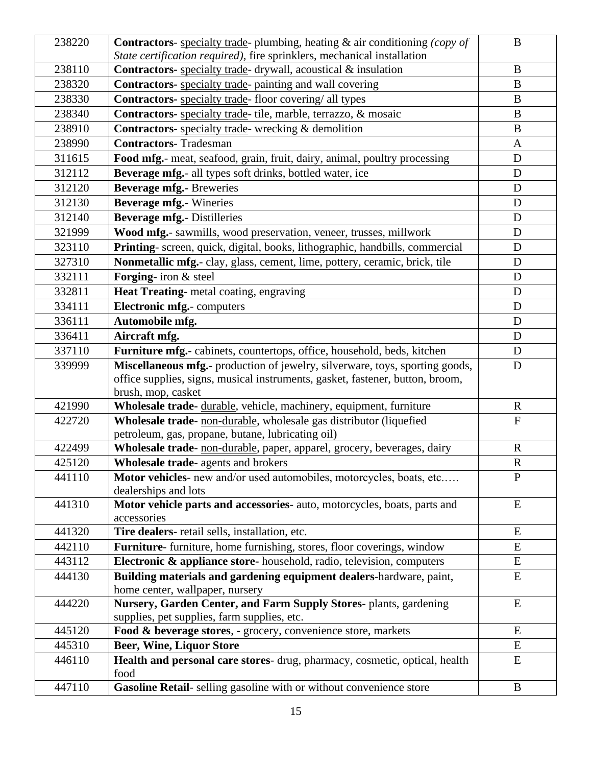| 238220 | **Contractors**- specialty trade- plumbing, heating & air conditioning *(copy of State certification required)*, fire sprinklers, mechanical installation | B |
|---|---|---|
| 238110 | **Contractors-** specialty trade- drywall, acoustical & insulation | B |
| 238320 | **Contractors-** specialty trade- painting and wall covering | B |
| 238330 | **Contractors-** specialty trade- floor covering/ all types | B |
| 238340 | **Contractors-** specialty trade- tile, marble, terrazzo, & mosaic | B |
| 238910 | **Contractors**- specialty trade- wrecking & demolition | B |
| 238990 | **Contractors**- Tradesman | A |
| 311615 | **Food mfg.**- meat, seafood, grain, fruit, dairy, animal, poultry processing | D |
| 312112 | **Beverage mfg.**- all types soft drinks, bottled water, ice | D |
| 312120 | **Beverage mfg.-** Breweries | D |
| 312130 | **Beverage mfg.**- Wineries | D |
| 312140 | **Beverage mfg.**- Distilleries | D |
| 321999 | **Wood mfg.**- sawmills, wood preservation, veneer, trusses, millwork | D |
| 323110 | **Printing**- screen, quick, digital, books, lithographic, handbills, commercial | D |
| 327310 | **Nonmetallic mfg.**- clay, glass, cement, lime, pottery, ceramic, brick, tile | D |
| 332111 | **Forging**- iron & steel | D |
| 332811 | **Heat Treating**- metal coating, engraving | D |
| 334111 | **Electronic mfg.**- computers | D |
| 336111 | **Automobile mfg.** | D |
| 336411 | **Aircraft mfg.** | D |
| 337110 | **Furniture mfg.**- cabinets, countertops, office, household, beds, kitchen | D |
| 339999 | **Miscellaneous mfg.**- production of jewelry, silverware, toys, sporting goods, office supplies, signs, musical instruments, gasket, fastener, button, broom, brush, mop, casket | D |
| 421990 | **Wholesale trade-** durable, vehicle, machinery, equipment, furniture | R |
| 422720 | **Wholesale trade**- non-durable, wholesale gas distributor (liquefied petroleum, gas, propane, butane, lubricating oil) | F |
| 422499 | **Wholesale trade**- non-durable, paper, apparel, grocery, beverages, dairy | R |
| 425120 | **Wholesale trade**- agents and brokers | R |
| 441110 | **Motor vehicles**- new and/or used automobiles, motorcycles, boats, etc.…. dealerships and lots | P |
| 441310 | **Motor vehicle parts and accessories**- auto, motorcycles, boats, parts and accessories | E |
| 441320 | **Tire dealers**- retail sells, installation, etc. | E |
| 442110 | **Furniture**- furniture, home furnishing, stores, floor coverings, window | E |
| 443112 | **Electronic & appliance store-** household, radio, television, computers | E |
| 444130 | **Building materials and gardening equipment dealers**-hardware, paint, home center, wallpaper, nursery | E |
| 444220 | **Nursery, Garden Center, and Farm Supply Stores**- plants, gardening supplies, pet supplies, farm supplies, etc. | E |
| 445120 | **Food & beverage stores**, - grocery, convenience store, markets | E |
| 445310 | **Beer, Wine, Liquor Store** | E |
| 446110 | **Health and personal care stores**- drug, pharmacy, cosmetic, optical, health food | E |
| 447110 | **Gasoline Retail**- selling gasoline with or without convenience store | B |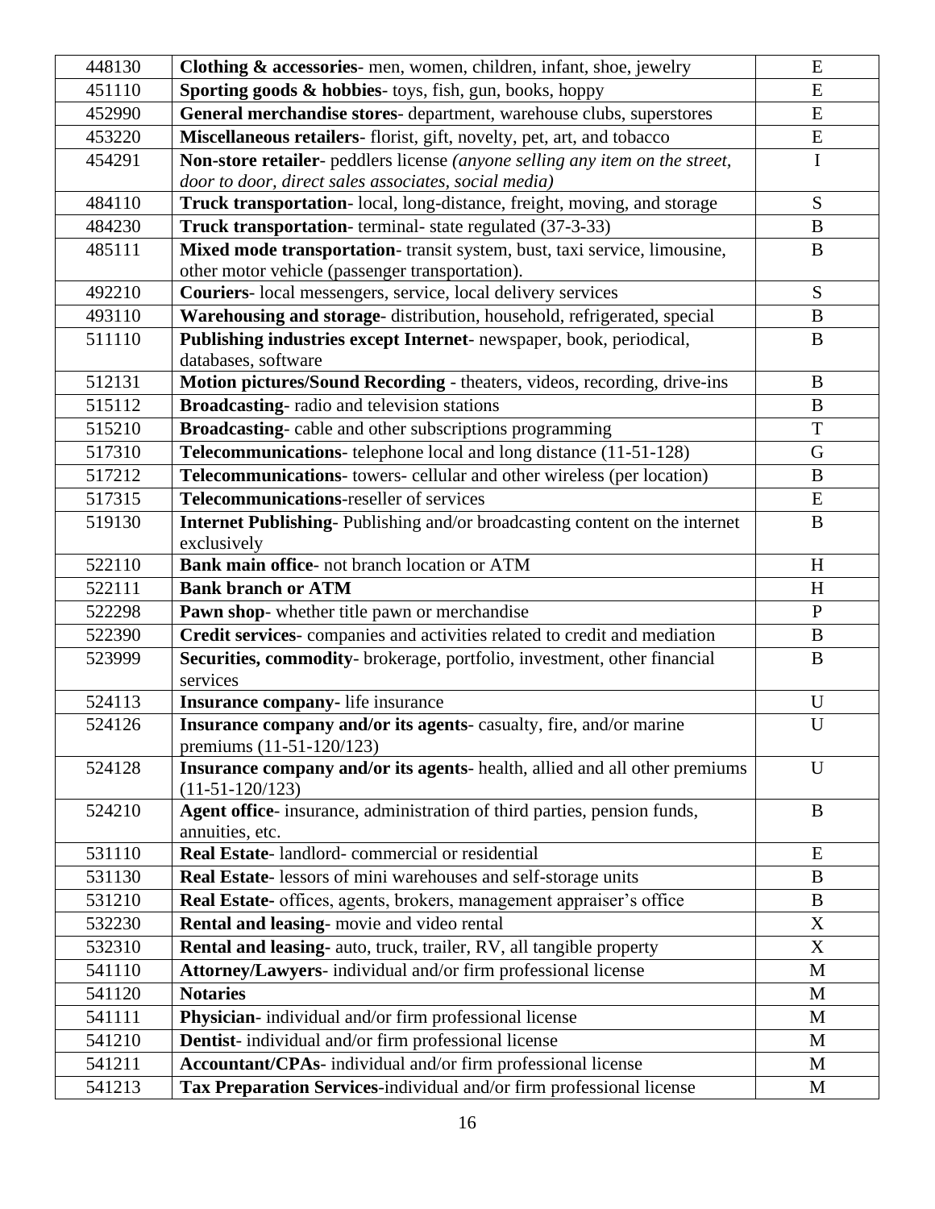| 448130 | **Clothing & accessories**- men, women, children, infant, shoe, jewelry | E |
|---|---|---|
| 451110 | **Sporting goods & hobbies**- toys, fish, gun, books, hoppy | E |
| 452990 | **General merchandise stores**- department, warehouse clubs, superstores | E |
| 453220 | **Miscellaneous retailers**- florist, gift, novelty, pet, art, and tobacco | E |
| 454291 | **Non-store retailer**- peddlers license *(anyone selling any item on the street, door to door, direct sales associates, social media)* | I |
| 484110 | **Truck transportation**- local, long-distance, freight, moving, and storage | S |
| 484230 | **Truck transportation**- terminal- state regulated (37-3-33) | B |
| 485111 | **Mixed mode transportation**- transit system, bust, taxi service, limousine, other motor vehicle (passenger transportation). | B |
| 492210 | **Couriers**- local messengers, service, local delivery services | S |
| 493110 | **Warehousing and storage**- distribution, household, refrigerated, special | B |
| 511110 | **Publishing industries except Internet**- newspaper, book, periodical, databases, software | B |
| 512131 | **Motion pictures/Sound Recording** - theaters, videos, recording, drive-ins | B |
| 515112 | **Broadcasting**- radio and television stations | B |
| 515210 | **Broadcasting**- cable and other subscriptions programming | T |
| 517310 | **Telecommunications**- telephone local and long distance (11-51-128) | G |
| 517212 | **Telecommunications**- towers- cellular and other wireless (per location) | B |
| 517315 | **Telecommunications**-reseller of services | E |
| 519130 | **Internet Publishing**- Publishing and/or broadcasting content on the internet exclusively | B |
| 522110 | **Bank main office**- not branch location or ATM | H |
| 522111 | **Bank branch or ATM** | H |
| 522298 | **Pawn shop**- whether title pawn or merchandise | P |
| 522390 | **Credit services**- companies and activities related to credit and mediation | B |
| 523999 | **Securities, commodity**- brokerage, portfolio, investment, other financial services | B |
| 524113 | **Insurance company-** life insurance | U |
| 524126 | **Insurance company and/or its agents**- casualty, fire, and/or marine premiums (11-51-120/123) | U |
| 524128 | **Insurance company and/or its agents**- health, allied and all other premiums (11-51-120/123) | U |
| 524210 | **Agent office**- insurance, administration of third parties, pension funds, annuities, etc. | B |
| 531110 | **Real Estate**- landlord- commercial or residential | E |
| 531130 | **Real Estate**- lessors of mini warehouses and self-storage units | B |
| 531210 | **Real Estate-** offices, agents, brokers, management appraiser's office | B |
| 532230 | **Rental and leasing**- movie and video rental | X |
| 532310 | **Rental and leasing-** auto, truck, trailer, RV, all tangible property | X |
| 541110 | **Attorney/Lawyers**- individual and/or firm professional license | M |
| 541120 | **Notaries** | M |
| 541111 | **Physician**- individual and/or firm professional license | M |
| 541210 | **Dentist**- individual and/or firm professional license | M |
| 541211 | **Accountant/CPAs**- individual and/or firm professional license | M |
| 541213 | **Tax Preparation Services**-individual and/or firm professional license | M |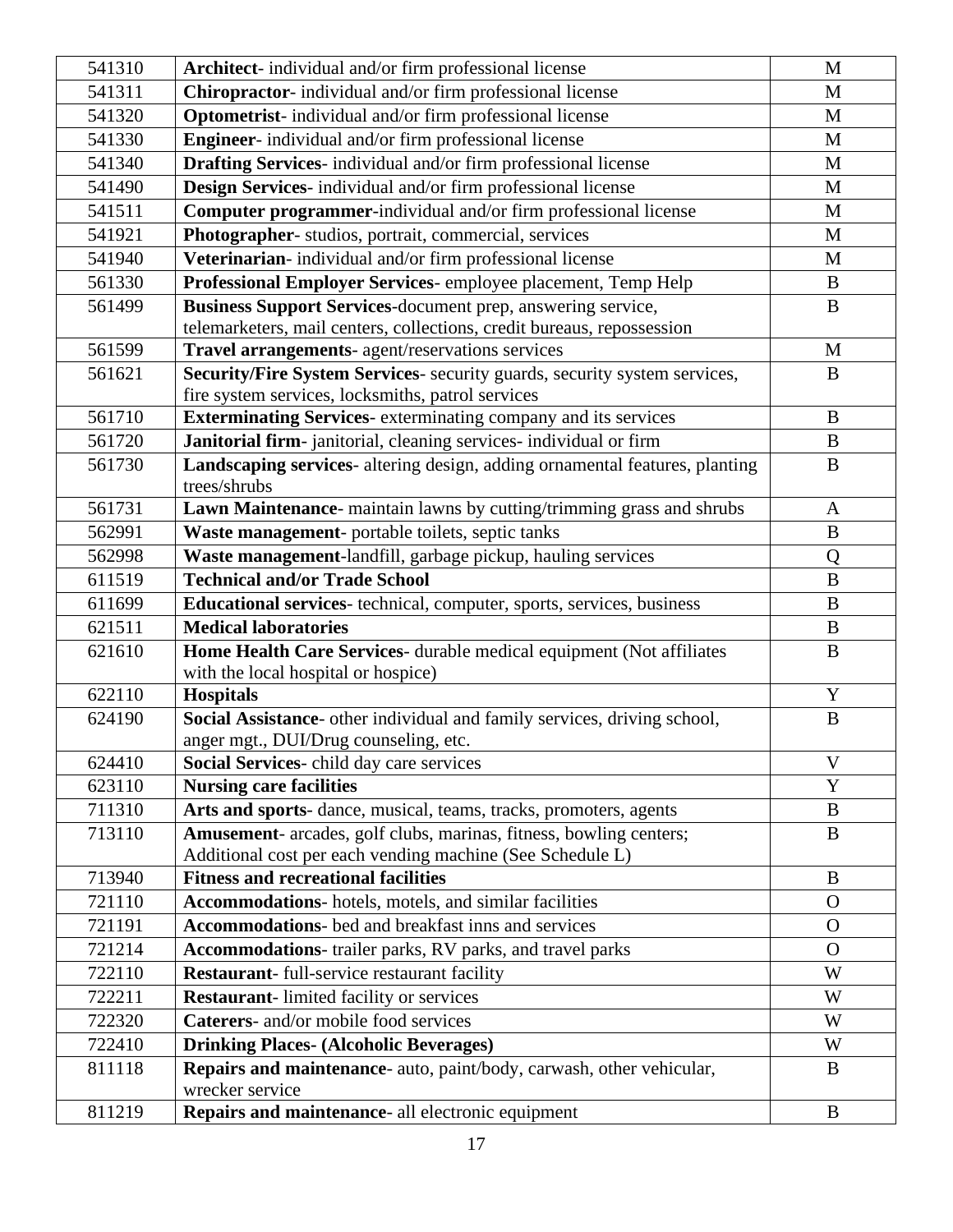| 541310 | **Architect**- individual and/or firm professional license | M |
|---|---|---|
| 541311 | **Chiropractor**- individual and/or firm professional license | M |
| 541320 | **Optometrist**- individual and/or firm professional license | M |
| 541330 | **Engineer**- individual and/or firm professional license | M |
| 541340 | **Drafting Services**- individual and/or firm professional license | M |
| 541490 | **Design Services**- individual and/or firm professional license | M |
| 541511 | **Computer programmer**-individual and/or firm professional license | M |
| 541921 | **Photographer**- studios, portrait, commercial, services | M |
| 541940 | **Veterinarian**- individual and/or firm professional license | M |
| 561330 | **Professional Employer Services**- employee placement, Temp Help | B |
| 561499 | **Business Support Services**-document prep, answering service, telemarketers, mail centers, collections, credit bureaus, repossession | B |
| 561599 | **Travel arrangements**- agent/reservations services | M |
| 561621 | **Security/Fire System Services**- security guards, security system services, fire system services, locksmiths, patrol services | B |
| 561710 | **Exterminating Services**- exterminating company and its services | B |
| 561720 | **Janitorial firm**- janitorial, cleaning services- individual or firm | B |
| 561730 | **Landscaping services**- altering design, adding ornamental features, planting trees/shrubs | B |
| 561731 | **Lawn Maintenance**- maintain lawns by cutting/trimming grass and shrubs | A |
| 562991 | **Waste management**- portable toilets, septic tanks | B |
| 562998 | **Waste management**-landfill, garbage pickup, hauling services | Q |
| 611519 | **Technical and/or Trade School** | B |
| 611699 | **Educational services**- technical, computer, sports, services, business | B |
| 621511 | **Medical laboratories** | B |
| 621610 | **Home Health Care Services**- durable medical equipment (Not affiliates with the local hospital or hospice) | B |
| 622110 | **Hospitals** | Y |
| 624190 | **Social Assistance**- other individual and family services, driving school, anger mgt., DUI/Drug counseling, etc. | B |
| 624410 | **Social Services**- child day care services | V |
| 623110 | **Nursing care facilities** | Y |
| 711310 | **Arts and sports**- dance, musical, teams, tracks, promoters, agents | B |
| 713110 | **Amusement**- arcades, golf clubs, marinas, fitness, bowling centers; Additional cost per each vending machine (See Schedule L) | B |
| 713940 | **Fitness and recreational facilities** | B |
| 721110 | **Accommodations**- hotels, motels, and similar facilities | O |
| 721191 | **Accommodations**- bed and breakfast inns and services | O |
| 721214 | **Accommodations**- trailer parks, RV parks, and travel parks | O |
| 722110 | **Restaurant**- full-service restaurant facility | W |
| 722211 | **Restaurant**- limited facility or services | W |
| 722320 | **Caterers**- and/or mobile food services | W |
| 722410 | **Drinking Places- (Alcoholic Beverages)** | W |
| 811118 | **Repairs and maintenance**- auto, paint/body, carwash, other vehicular, wrecker service | B |
| 811219 | **Repairs and maintenance**- all electronic equipment | B |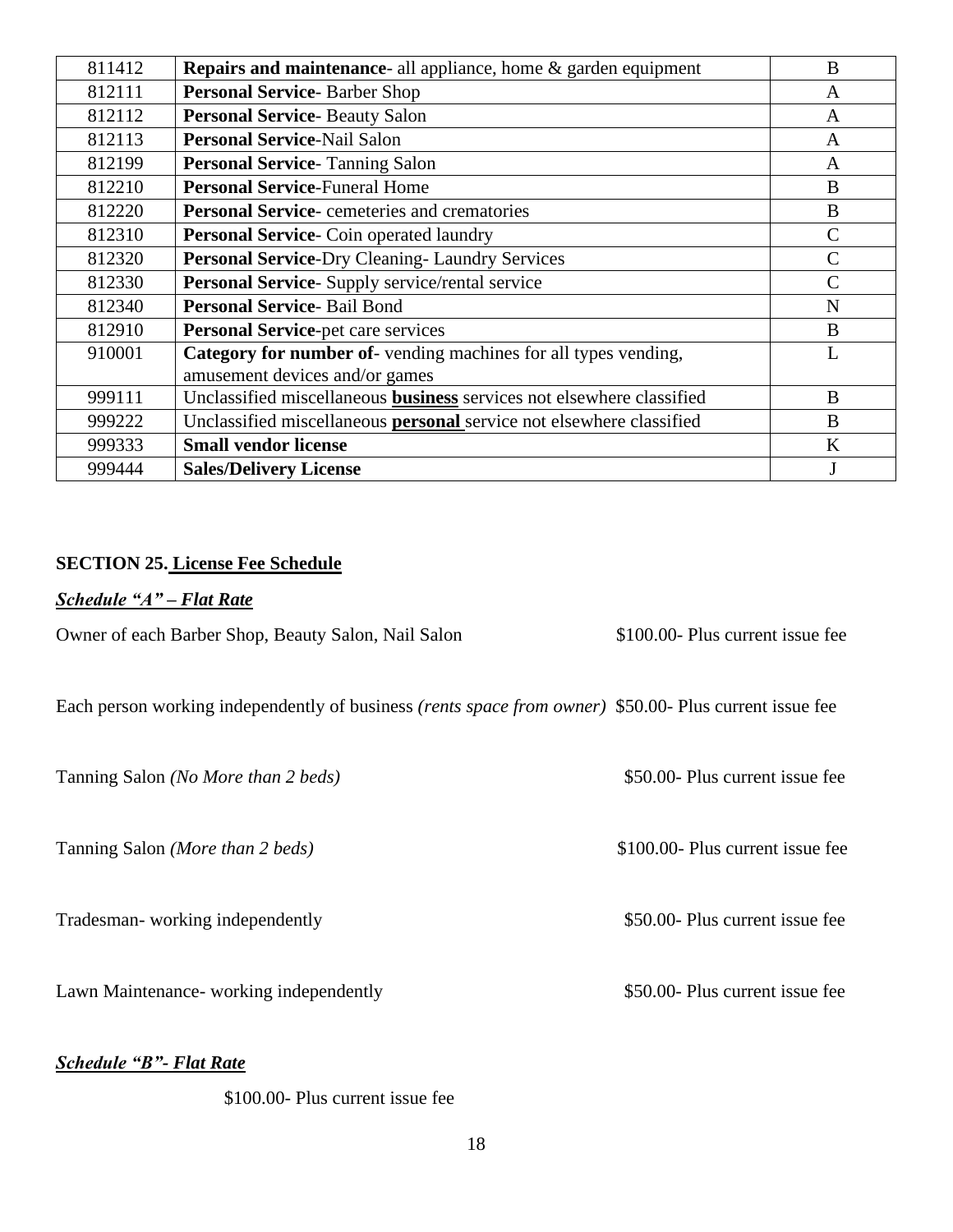| | | |
|---|---|---|
| 811412 | **Repairs and maintenance**- all appliance, home & garden equipment | B |
| 812111 | **Personal Service**- Barber Shop | A |
| 812112 | **Personal Service**- Beauty Salon | A |
| 812113 | **Personal Service**-Nail Salon | A |
| 812199 | **Personal Service**- Tanning Salon | A |
| 812210 | **Personal Service**-Funeral Home | B |
| 812220 | **Personal Service**- cemeteries and crematories | B |
| 812310 | **Personal Service**- Coin operated laundry | C |
| 812320 | **Personal Service**-Dry Cleaning- Laundry Services | C |
| 812330 | **Personal Service**- Supply service/rental service | C |
| 812340 | **Personal Service**- Bail Bond | N |
| 812910 | **Personal Service**-pet care services | B |
| 910001 | **Category for number of**- vending machines for all types vending, amusement devices and/or games | L |
| 999111 | Unclassified miscellaneous **business** services not elsewhere classified | B |
| 999222 | Unclassified miscellaneous **personal** service not elsewhere classified | B |
| 999333 | **Small vendor license** | K |
| 999444 | **Sales/Delivery License** | J |

**SECTION 25. License Fee Schedule**

***Schedule "A" – Flat Rate***

Owner of each Barber Shop, Beauty Salon, Nail Salon — $100.00- Plus current issue fee

Each person working independently of business *(rents space from owner)* — $50.00- Plus current issue fee

Tanning Salon *(No More than 2 beds)* — $50.00- Plus current issue fee

Tanning Salon *(More than 2 beds)* — $100.00- Plus current issue fee

Tradesman- working independently — $50.00- Plus current issue fee

Lawn Maintenance- working independently — $50.00- Plus current issue fee

***Schedule "B"- Flat Rate***

$100.00- Plus current issue fee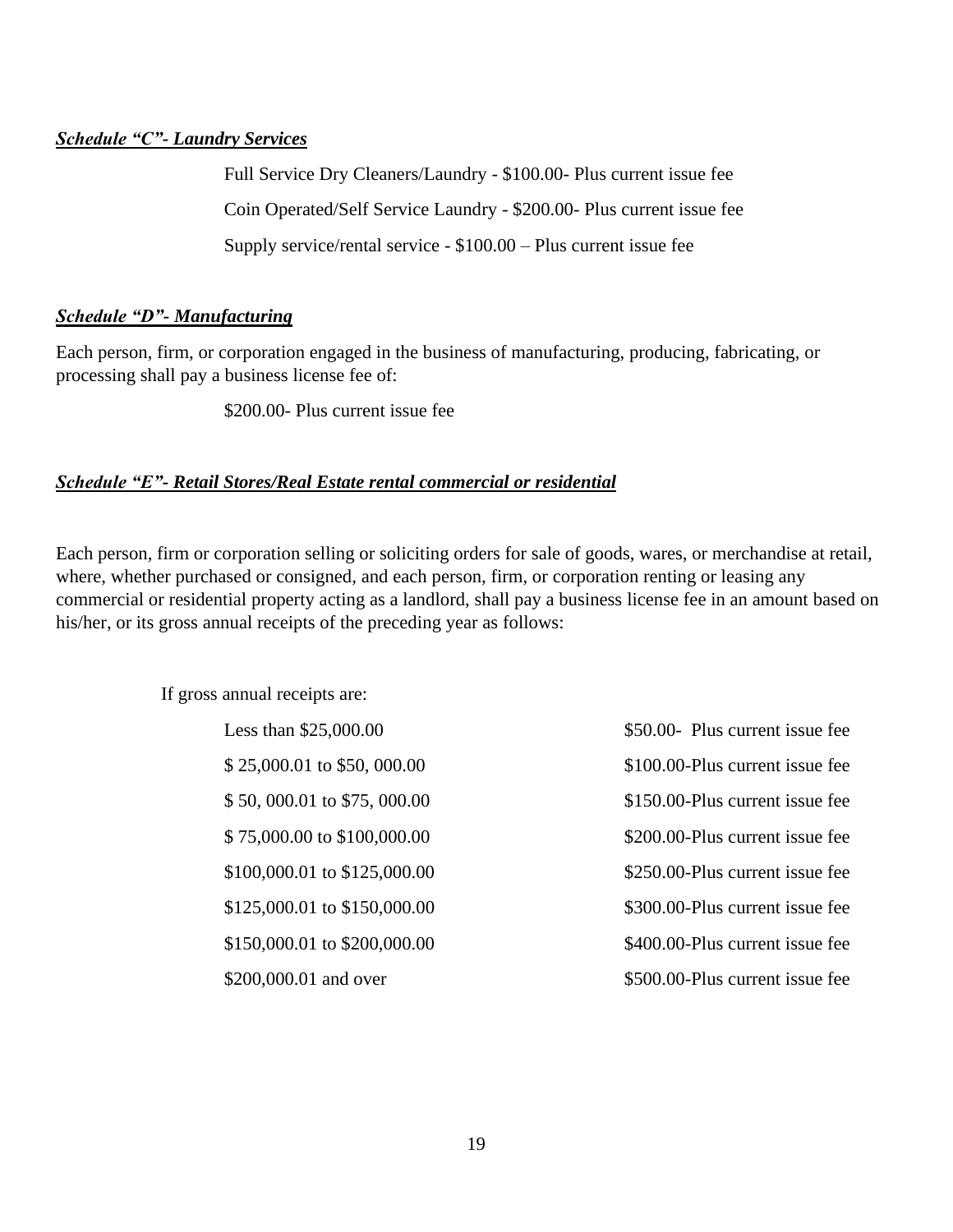***Schedule "C"- Laundry Services***

Full Service Dry Cleaners/Laundry - $100.00- Plus current issue fee

Coin Operated/Self Service Laundry - $200.00- Plus current issue fee

Supply service/rental service - $100.00 – Plus current issue fee

***Schedule "D"- Manufacturing***

Each person, firm, or corporation engaged in the business of manufacturing, producing, fabricating, or processing shall pay a business license fee of:

$200.00- Plus current issue fee

***Schedule "E"- Retail Stores/Real Estate rental commercial or residential***

Each person, firm or corporation selling or soliciting orders for sale of goods, wares, or merchandise at retail, where, whether purchased or consigned, and each person, firm, or corporation renting or leasing any commercial or residential property acting as a landlord, shall pay a business license fee in an amount based on his/her, or its gross annual receipts of the preceding year as follows:

If gross annual receipts are:

| | |
|---|---|
| Less than $25,000.00 | $50.00- Plus current issue fee |
| $ 25,000.01 to $50, 000.00 | $100.00-Plus current issue fee |
| $ 50, 000.01 to $75, 000.00 | $150.00-Plus current issue fee |
| $ 75,000.00 to $100,000.00 | $200.00-Plus current issue fee |
| $100,000.01 to $125,000.00 | $250.00-Plus current issue fee |
| $125,000.01 to $150,000.00 | $300.00-Plus current issue fee |
| $150,000.01 to $200,000.00 | $400.00-Plus current issue fee |
| $200,000.01 and over | $500.00-Plus current issue fee |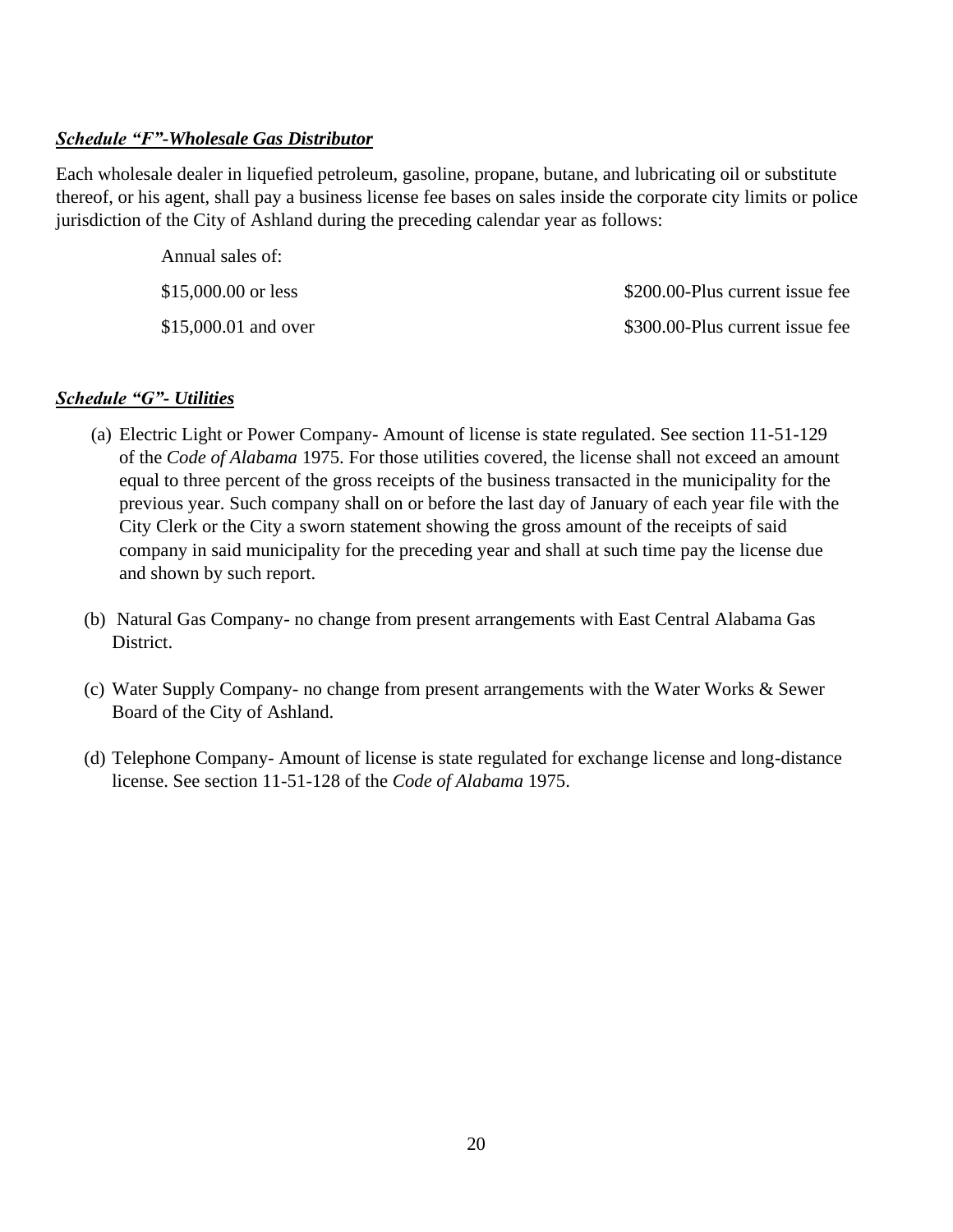***Schedule "F"-Wholesale Gas Distributor***

Each wholesale dealer in liquefied petroleum, gasoline, propane, butane, and lubricating oil or substitute thereof, or his agent, shall pay a business license fee bases on sales inside the corporate city limits or police jurisdiction of the City of Ashland during the preceding calendar year as follows:

| Annual sales of: | |
|---|---|
| $15,000.00 or less | $200.00-Plus current issue fee |
| $15,000.01 and over | $300.00-Plus current issue fee |

***Schedule "G"- Utilities***

(a) Electric Light or Power Company- Amount of license is state regulated. See section 11-51-129 of the *Code of Alabama* 1975. For those utilities covered, the license shall not exceed an amount equal to three percent of the gross receipts of the business transacted in the municipality for the previous year. Such company shall on or before the last day of January of each year file with the City Clerk or the City a sworn statement showing the gross amount of the receipts of said company in said municipality for the preceding year and shall at such time pay the license due and shown by such report.

(b) Natural Gas Company- no change from present arrangements with East Central Alabama Gas District.

(c) Water Supply Company- no change from present arrangements with the Water Works & Sewer Board of the City of Ashland.

(d) Telephone Company- Amount of license is state regulated for exchange license and long-distance license. See section 11-51-128 of the *Code of Alabama* 1975.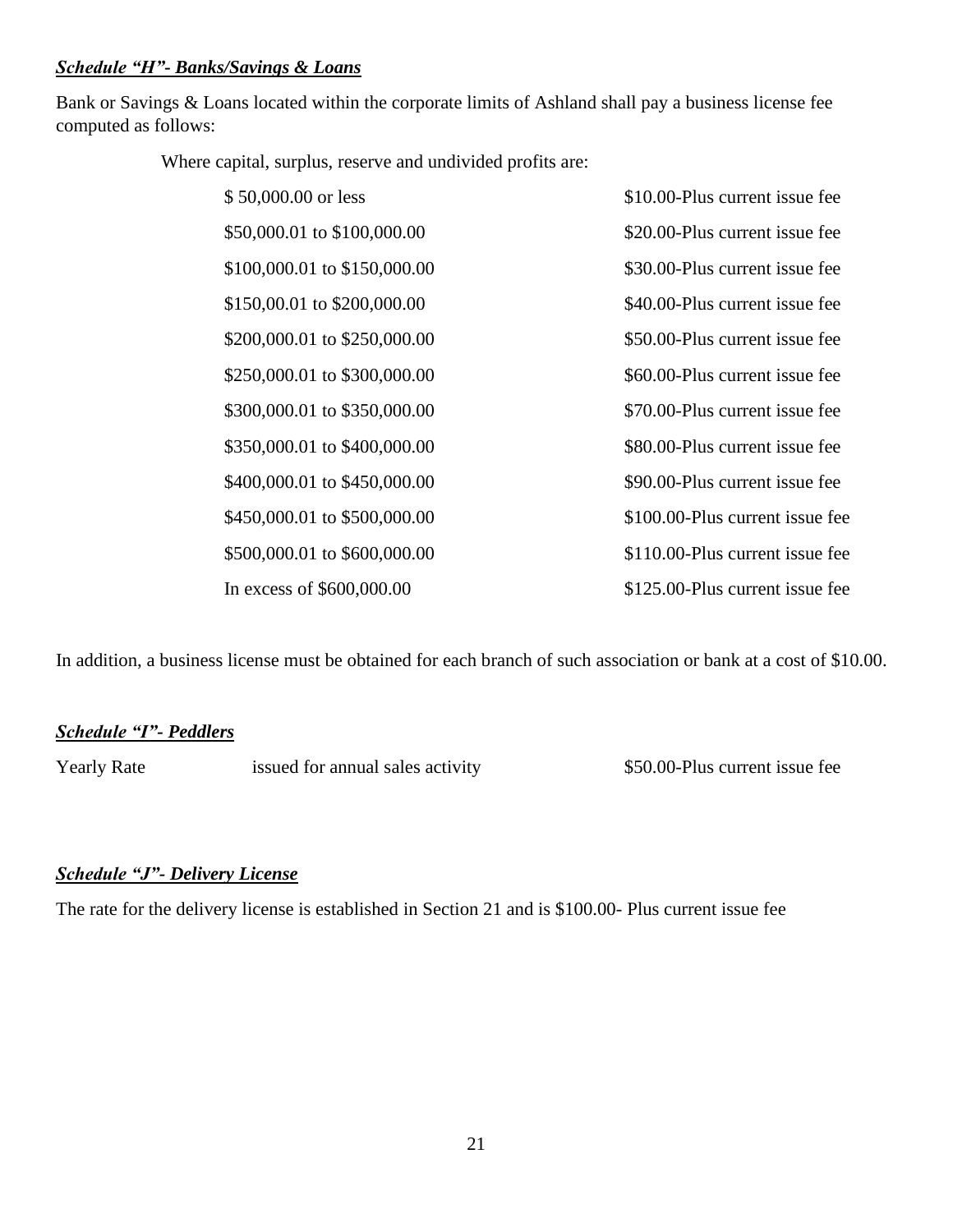***Schedule "H"- Banks/Savings & Loans***

Bank or Savings & Loans located within the corporate limits of Ashland shall pay a business license fee computed as follows:

Where capital, surplus, reserve and undivided profits are:

| | |
|---|---|
| $ 50,000.00 or less | $10.00-Plus current issue fee |
| $50,000.01 to $100,000.00 | $20.00-Plus current issue fee |
| $100,000.01 to $150,000.00 | $30.00-Plus current issue fee |
| $150,00.01 to $200,000.00 | $40.00-Plus current issue fee |
| $200,000.01 to $250,000.00 | $50.00-Plus current issue fee |
| $250,000.01 to $300,000.00 | $60.00-Plus current issue fee |
| $300,000.01 to $350,000.00 | $70.00-Plus current issue fee |
| $350,000.01 to $400,000.00 | $80.00-Plus current issue fee |
| $400,000.01 to $450,000.00 | $90.00-Plus current issue fee |
| $450,000.01 to $500,000.00 | $100.00-Plus current issue fee |
| $500,000.01 to $600,000.00 | $110.00-Plus current issue fee |
| In excess of $600,000.00 | $125.00-Plus current issue fee |

In addition, a business license must be obtained for each branch of such association or bank at a cost of $10.00.

***Schedule "I"- Peddlers***

| | | |
|---|---|---|
| Yearly Rate | issued for annual sales activity | $50.00-Plus current issue fee |

***Schedule "J"- Delivery License***

The rate for the delivery license is established in Section 21 and is $100.00- Plus current issue fee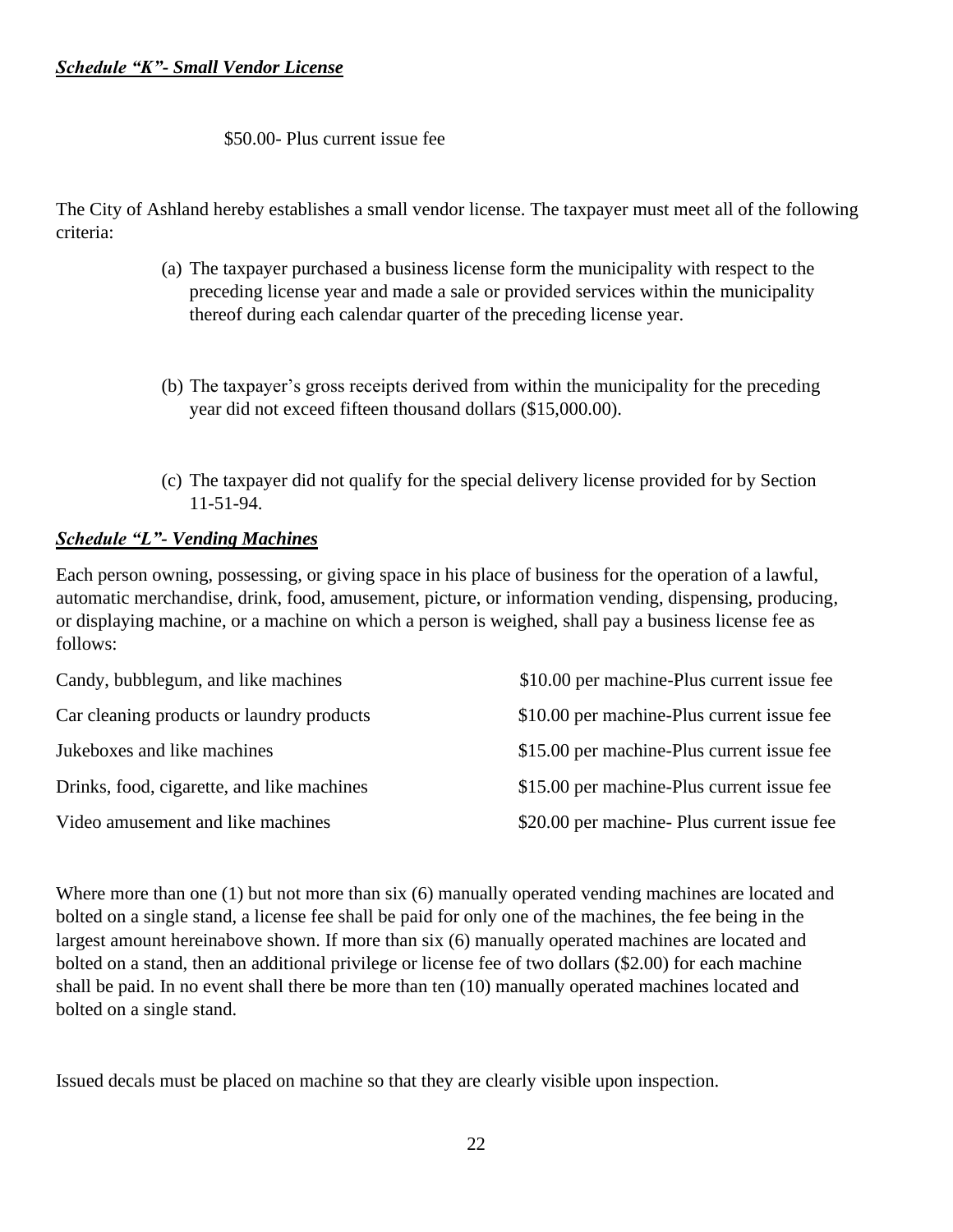***Schedule "K"- Small Vendor License***

$50.00- Plus current issue fee

The City of Ashland hereby establishes a small vendor license. The taxpayer must meet all of the following criteria:

(a) The taxpayer purchased a business license form the municipality with respect to the preceding license year and made a sale or provided services within the municipality thereof during each calendar quarter of the preceding license year.

(b) The taxpayer's gross receipts derived from within the municipality for the preceding year did not exceed fifteen thousand dollars ($15,000.00).

(c) The taxpayer did not qualify for the special delivery license provided for by Section 11-51-94.

***Schedule "L"- Vending Machines***

Each person owning, possessing, or giving space in his place of business for the operation of a lawful, automatic merchandise, drink, food, amusement, picture, or information vending, dispensing, producing, or displaying machine, or a machine on which a person is weighed, shall pay a business license fee as follows:

| | |
|---|---|
| Candy, bubblegum, and like machines | $10.00 per machine-Plus current issue fee |
| Car cleaning products or laundry products | $10.00 per machine-Plus current issue fee |
| Jukeboxes and like machines | $15.00 per machine-Plus current issue fee |
| Drinks, food, cigarette, and like machines | $15.00 per machine-Plus current issue fee |
| Video amusement and like machines | $20.00 per machine- Plus current issue fee |

Where more than one (1) but not more than six (6) manually operated vending machines are located and bolted on a single stand, a license fee shall be paid for only one of the machines, the fee being in the largest amount hereinabove shown. If more than six (6) manually operated machines are located and bolted on a stand, then an additional privilege or license fee of two dollars ($2.00) for each machine shall be paid. In no event shall there be more than ten (10) manually operated machines located and bolted on a single stand.

Issued decals must be placed on machine so that they are clearly visible upon inspection.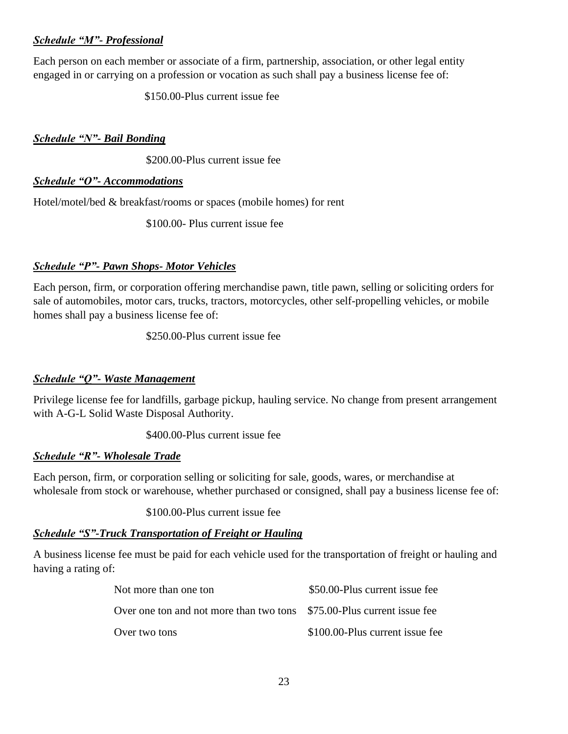***Schedule "M"- Professional***

Each person on each member or associate of a firm, partnership, association, or other legal entity engaged in or carrying on a profession or vocation as such shall pay a business license fee of:

$150.00-Plus current issue fee

***Schedule "N"- Bail Bonding***

$200.00-Plus current issue fee

***Schedule "O"- Accommodations***

Hotel/motel/bed & breakfast/rooms or spaces (mobile homes) for rent

$100.00- Plus current issue fee

***Schedule "P"- Pawn Shops- Motor Vehicles***

Each person, firm, or corporation offering merchandise pawn, title pawn, selling or soliciting orders for sale of automobiles, motor cars, trucks, tractors, motorcycles, other self-propelling vehicles, or mobile homes shall pay a business license fee of:

$250.00-Plus current issue fee

***Schedule "Q"- Waste Management***

Privilege license fee for landfills, garbage pickup, hauling service. No change from present arrangement with A-G-L Solid Waste Disposal Authority.

$400.00-Plus current issue fee

***Schedule "R"- Wholesale Trade***

Each person, firm, or corporation selling or soliciting for sale, goods, wares, or merchandise at wholesale from stock or warehouse, whether purchased or consigned, shall pay a business license fee of:

$100.00-Plus current issue fee

***Schedule "S"-Truck Transportation of Freight or Hauling***

A business license fee must be paid for each vehicle used for the transportation of freight or hauling and having a rating of:

| | |
|---|---|
| Not more than one ton | $50.00-Plus current issue fee |
| Over one ton and not more than two tons | $75.00-Plus current issue fee |
| Over two tons | $100.00-Plus current issue fee |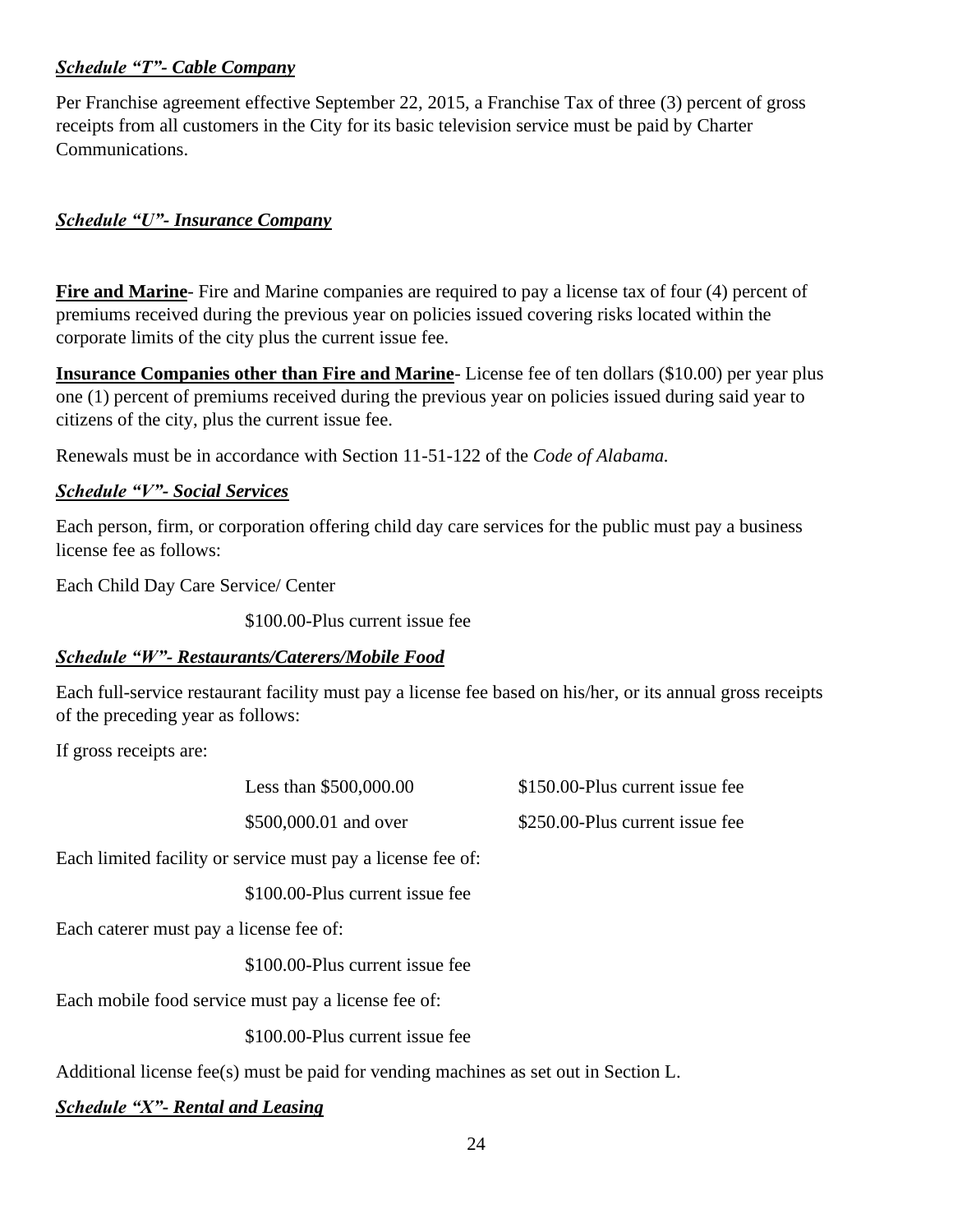***Schedule "T"- Cable Company***

Per Franchise agreement effective September 22, 2015, a Franchise Tax of three (3) percent of gross receipts from all customers in the City for its basic television service must be paid by Charter Communications.

***Schedule "U"- Insurance Company***

**Fire and Marine**- Fire and Marine companies are required to pay a license tax of four (4) percent of premiums received during the previous year on policies issued covering risks located within the corporate limits of the city plus the current issue fee.

**Insurance Companies other than Fire and Marine**- License fee of ten dollars ($10.00) per year plus one (1) percent of premiums received during the previous year on policies issued during said year to citizens of the city, plus the current issue fee.

Renewals must be in accordance with Section 11-51-122 of the *Code of Alabama.*

***Schedule "V"- Social Services***

Each person, firm, or corporation offering child day care services for the public must pay a business license fee as follows:

Each Child Day Care Service/ Center

$100.00-Plus current issue fee

***Schedule "W"- Restaurants/Caterers/Mobile Food***

Each full-service restaurant facility must pay a license fee based on his/her, or its annual gross receipts of the preceding year as follows:

If gross receipts are:

| Gross Receipts | Fee |
|---|---|
| Less than $500,000.00 | $150.00-Plus current issue fee |
| $500,000.01 and over | $250.00-Plus current issue fee |

Each limited facility or service must pay a license fee of:

$100.00-Plus current issue fee

Each caterer must pay a license fee of:

$100.00-Plus current issue fee

Each mobile food service must pay a license fee of:

$100.00-Plus current issue fee

Additional license fee(s) must be paid for vending machines as set out in Section L.

***Schedule "X"- Rental and Leasing***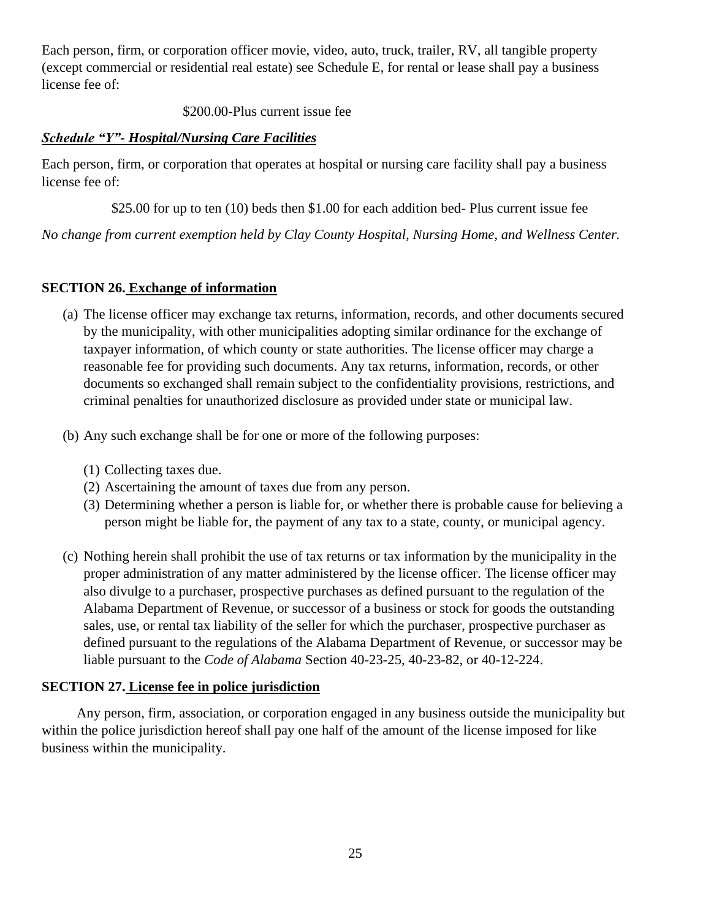Each person, firm, or corporation officer movie, video, auto, truck, trailer, RV, all tangible property (except commercial or residential real estate) see Schedule E, for rental or lease shall pay a business license fee of:

$200.00-Plus current issue fee

***Schedule "Y"- Hospital/Nursing Care Facilities***

Each person, firm, or corporation that operates at hospital or nursing care facility shall pay a business license fee of:

$25.00 for up to ten (10) beds then $1.00 for each addition bed- Plus current issue fee

*No change from current exemption held by Clay County Hospital, Nursing Home, and Wellness Center.*

**SECTION 26. Exchange of information**

(a) The license officer may exchange tax returns, information, records, and other documents secured by the municipality, with other municipalities adopting similar ordinance for the exchange of taxpayer information, of which county or state authorities. The license officer may charge a reasonable fee for providing such documents. Any tax returns, information, records, or other documents so exchanged shall remain subject to the confidentiality provisions, restrictions, and criminal penalties for unauthorized disclosure as provided under state or municipal law.

(b) Any such exchange shall be for one or more of the following purposes:

(1) Collecting taxes due.
(2) Ascertaining the amount of taxes due from any person.
(3) Determining whether a person is liable for, or whether there is probable cause for believing a person might be liable for, the payment of any tax to a state, county, or municipal agency.

(c) Nothing herein shall prohibit the use of tax returns or tax information by the municipality in the proper administration of any matter administered by the license officer. The license officer may also divulge to a purchaser, prospective purchases as defined pursuant to the regulation of the Alabama Department of Revenue, or successor of a business or stock for goods the outstanding sales, use, or rental tax liability of the seller for which the purchaser, prospective purchaser as defined pursuant to the regulations of the Alabama Department of Revenue, or successor may be liable pursuant to the *Code of Alabama* Section 40-23-25, 40-23-82, or 40-12-224.

**SECTION 27. License fee in police jurisdiction**

Any person, firm, association, or corporation engaged in any business outside the municipality but within the police jurisdiction hereof shall pay one half of the amount of the license imposed for like business within the municipality.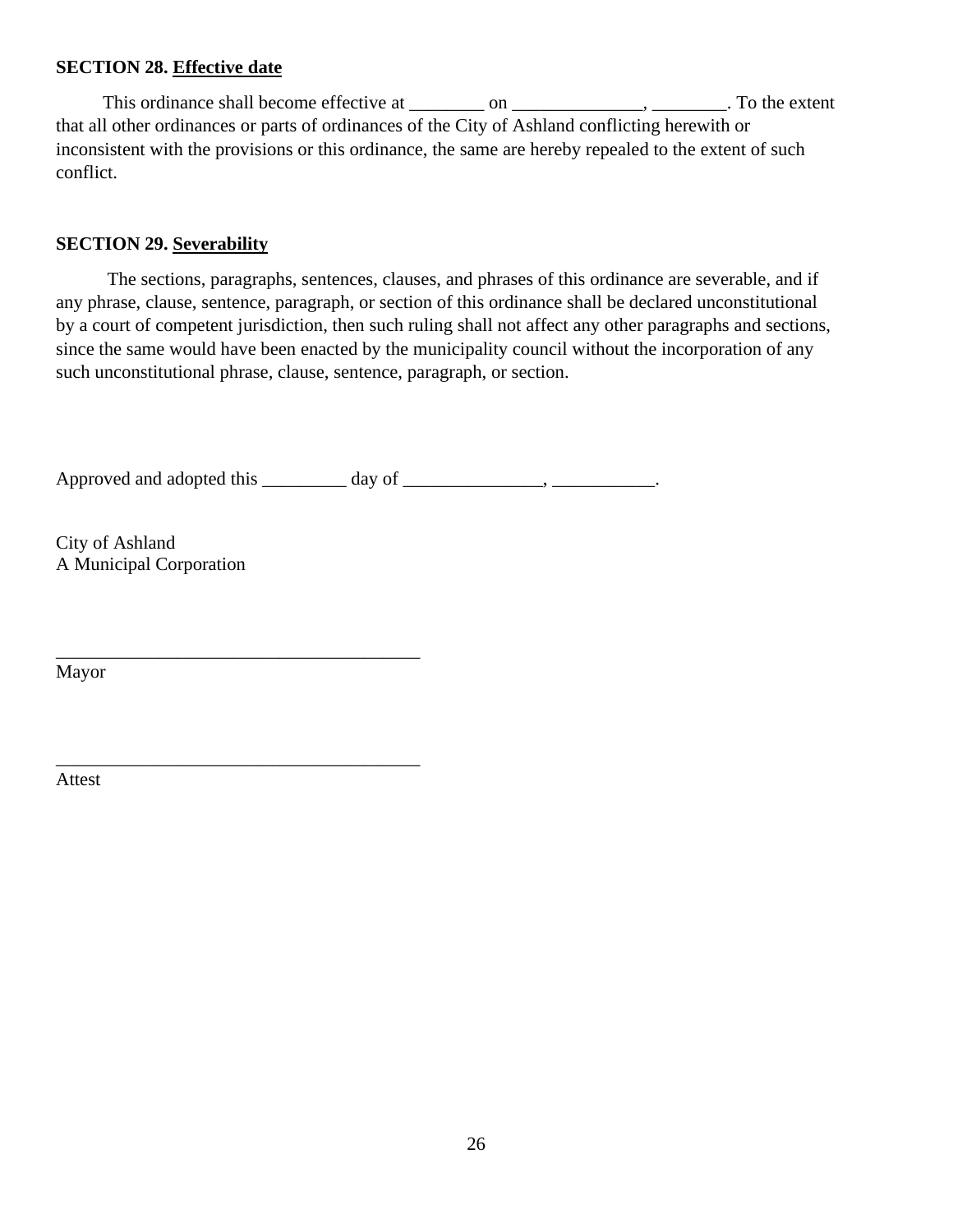**SECTION 28. Effective date**

This ordinance shall become effective at ________ on ______________, ________. To the extent that all other ordinances or parts of ordinances of the City of Ashland conflicting herewith or inconsistent with the provisions or this ordinance, the same are hereby repealed to the extent of such conflict.

**SECTION 29. Severability**

The sections, paragraphs, sentences, clauses, and phrases of this ordinance are severable, and if any phrase, clause, sentence, paragraph, or section of this ordinance shall be declared unconstitutional by a court of competent jurisdiction, then such ruling shall not affect any other paragraphs and sections, since the same would have been enacted by the municipality council without the incorporation of any such unconstitutional phrase, clause, sentence, paragraph, or section.

Approved and adopted this _________ day of _______________, ___________.

City of Ashland
A Municipal Corporation

________________________________________
Mayor

________________________________________
Attest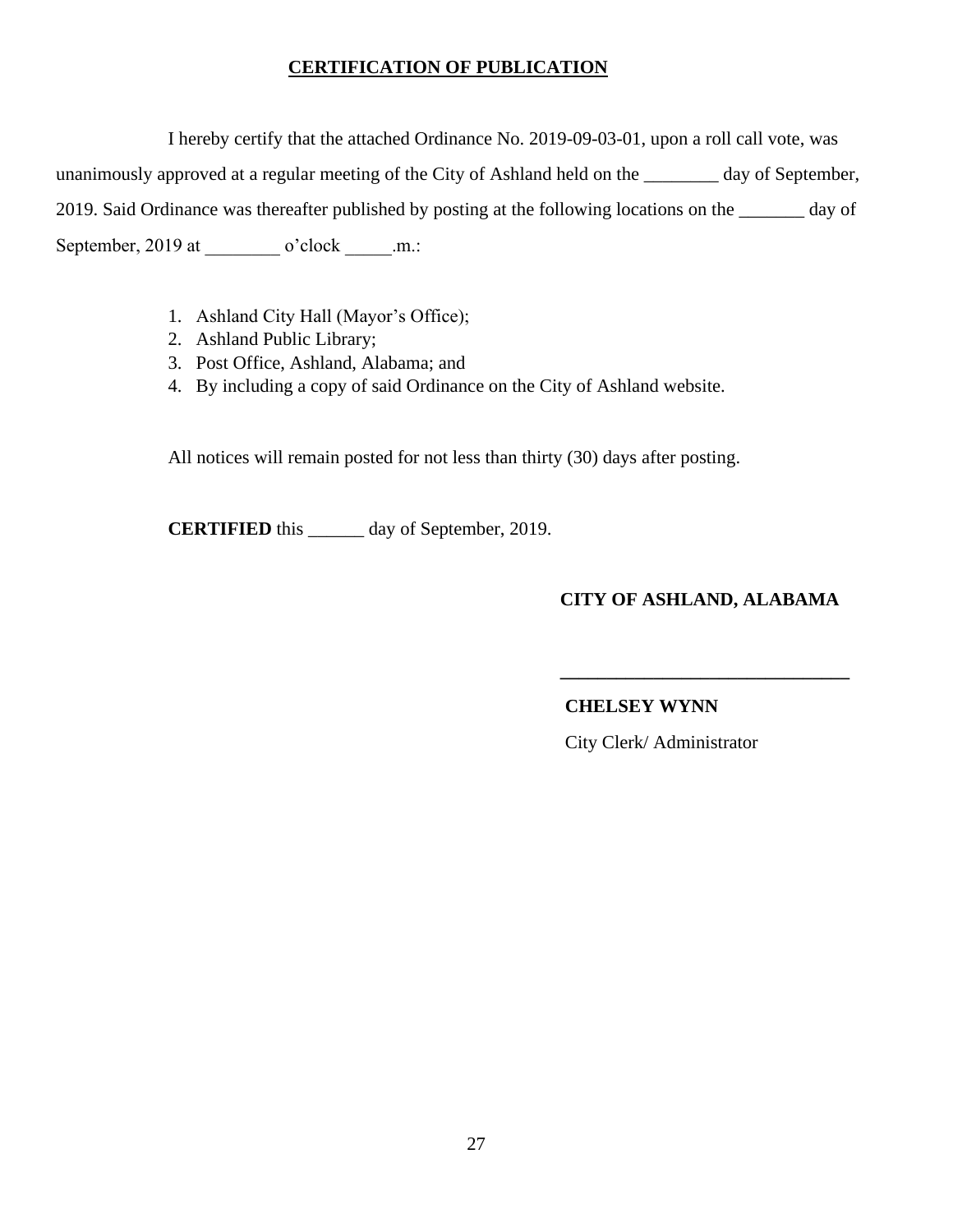**CERTIFICATION OF PUBLICATION**

I hereby certify that the attached Ordinance No. 2019-09-03-01, upon a roll call vote, was unanimously approved at a regular meeting of the City of Ashland held on the ________ day of September, 2019. Said Ordinance was thereafter published by posting at the following locations on the _______ day of September, 2019 at ________ o'clock _____.m.:

1. Ashland City Hall (Mayor's Office);
2. Ashland Public Library;
3. Post Office, Ashland, Alabama; and
4. By including a copy of said Ordinance on the City of Ashland website.

All notices will remain posted for not less than thirty (30) days after posting.

**CERTIFIED** this ______ day of September, 2019.

**CITY OF ASHLAND, ALABAMA**

______________________________

**CHELSEY WYNN**
City Clerk/ Administrator